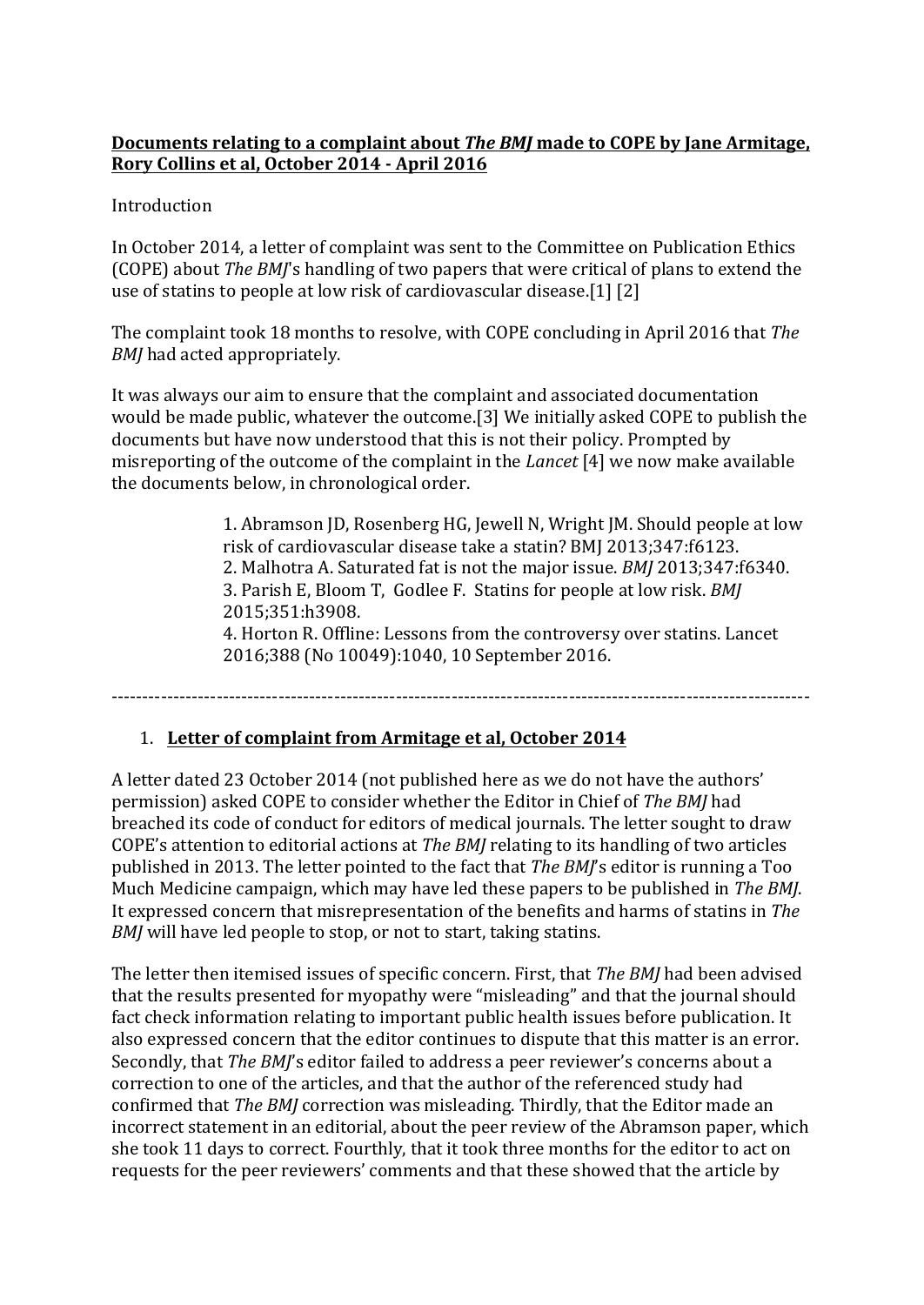**<u>Documents relating to a complaint about *The BMJ* made to COPE by Jane Armitage, Rory Collins et al, October 2014 - April 2016</u>**

Introduction

In October 2014, a letter of complaint was sent to the Committee on Publication Ethics (COPE) about *The BMJ*'s handling of two papers that were critical of plans to extend the use of statins to people at low risk of cardiovascular disease.[1] [2]

The complaint took 18 months to resolve, with COPE concluding in April 2016 that *The BMJ* had acted appropriately.

It was always our aim to ensure that the complaint and associated documentation would be made public, whatever the outcome.[3] We initially asked COPE to publish the documents but have now understood that this is not their policy. Prompted by misreporting of the outcome of the complaint in the *Lancet* [4] we now make available the documents below, in chronological order.

> 1. Abramson JD, Rosenberg HG, Jewell N, Wright JM. Should people at low risk of cardiovascular disease take a statin? BMJ 2013;347:f6123.
> 2. Malhotra A. Saturated fat is not the major issue. *BMJ* 2013;347:f6340.
> 3. Parish E, Bloom T, Godlee F. Statins for people at low risk. *BMJ* 2015;351:h3908.
> 4. Horton R. Offline: Lessons from the controversy over statins. Lancet 2016;388 (No 10049):1040, 10 September 2016.

---

1. **<u>Letter of complaint from Armitage et al, October 2014</u>**

A letter dated 23 October 2014 (not published here as we do not have the authors' permission) asked COPE to consider whether the Editor in Chief of *The BMJ* had breached its code of conduct for editors of medical journals. The letter sought to draw COPE's attention to editorial actions at *The BMJ* relating to its handling of two articles published in 2013. The letter pointed to the fact that *The BMJ*'s editor is running a Too Much Medicine campaign, which may have led these papers to be published in *The BMJ*. It expressed concern that misrepresentation of the benefits and harms of statins in *The BMJ* will have led people to stop, or not to start, taking statins.

The letter then itemised issues of specific concern. First, that *The BMJ* had been advised that the results presented for myopathy were "misleading" and that the journal should fact check information relating to important public health issues before publication. It also expressed concern that the editor continues to dispute that this matter is an error. Secondly, that *The BMJ*'s editor failed to address a peer reviewer's concerns about a correction to one of the articles, and that the author of the referenced study had confirmed that *The BMJ* correction was misleading. Thirdly, that the Editor made an incorrect statement in an editorial, about the peer review of the Abramson paper, which she took 11 days to correct. Fourthly, that it took three months for the editor to act on requests for the peer reviewers' comments and that these showed that the article by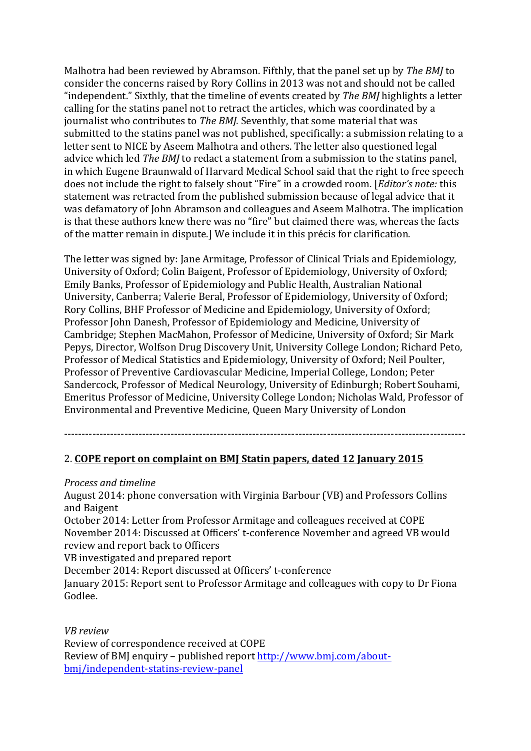Malhotra had been reviewed by Abramson. Fifthly, that the panel set up by *The BMJ* to consider the concerns raised by Rory Collins in 2013 was not and should not be called "independent." Sixthly, that the timeline of events created by *The BMJ* highlights a letter calling for the statins panel not to retract the articles, which was coordinated by a journalist who contributes to *The BMJ*. Seventhly, that some material that was submitted to the statins panel was not published, specifically: a submission relating to a letter sent to NICE by Aseem Malhotra and others. The letter also questioned legal advice which led *The BMJ* to redact a statement from a submission to the statins panel, in which Eugene Braunwald of Harvard Medical School said that the right to free speech does not include the right to falsely shout "Fire" in a crowded room. [*Editor's note:* this statement was retracted from the published submission because of legal advice that it was defamatory of John Abramson and colleagues and Aseem Malhotra. The implication is that these authors knew there was no "fire" but claimed there was, whereas the facts of the matter remain in dispute.] We include it in this précis for clarification.

The letter was signed by: Jane Armitage, Professor of Clinical Trials and Epidemiology, University of Oxford; Colin Baigent, Professor of Epidemiology, University of Oxford; Emily Banks, Professor of Epidemiology and Public Health, Australian National University, Canberra; Valerie Beral, Professor of Epidemiology, University of Oxford; Rory Collins, BHF Professor of Medicine and Epidemiology, University of Oxford; Professor John Danesh, Professor of Epidemiology and Medicine, University of Cambridge; Stephen MacMahon, Professor of Medicine, University of Oxford; Sir Mark Pepys, Director, Wolfson Drug Discovery Unit, University College London; Richard Peto, Professor of Medical Statistics and Epidemiology, University of Oxford; Neil Poulter, Professor of Preventive Cardiovascular Medicine, Imperial College, London; Peter Sandercock, Professor of Medical Neurology, University of Edinburgh; Robert Souhami, Emeritus Professor of Medicine, University College London; Nicholas Wald, Professor of Environmental and Preventive Medicine, Queen Mary University of London

---

## 2. **COPE report on complaint on BMJ Statin papers, dated 12 January 2015**

*Process and timeline*

August 2014: phone conversation with Virginia Barbour (VB) and Professors Collins and Baigent

October 2014: Letter from Professor Armitage and colleagues received at COPE

November 2014: Discussed at Officers' t-conference November and agreed VB would review and report back to Officers

VB investigated and prepared report

December 2014: Report discussed at Officers' t-conference

January 2015: Report sent to Professor Armitage and colleagues with copy to Dr Fiona Godlee.

*VB review*

Review of correspondence received at COPE

Review of BMJ enquiry – published report [http://www.bmj.com/about-bmj/independent-statins-review-panel](http://www.bmj.com/about-bmj/independent-statins-review-panel)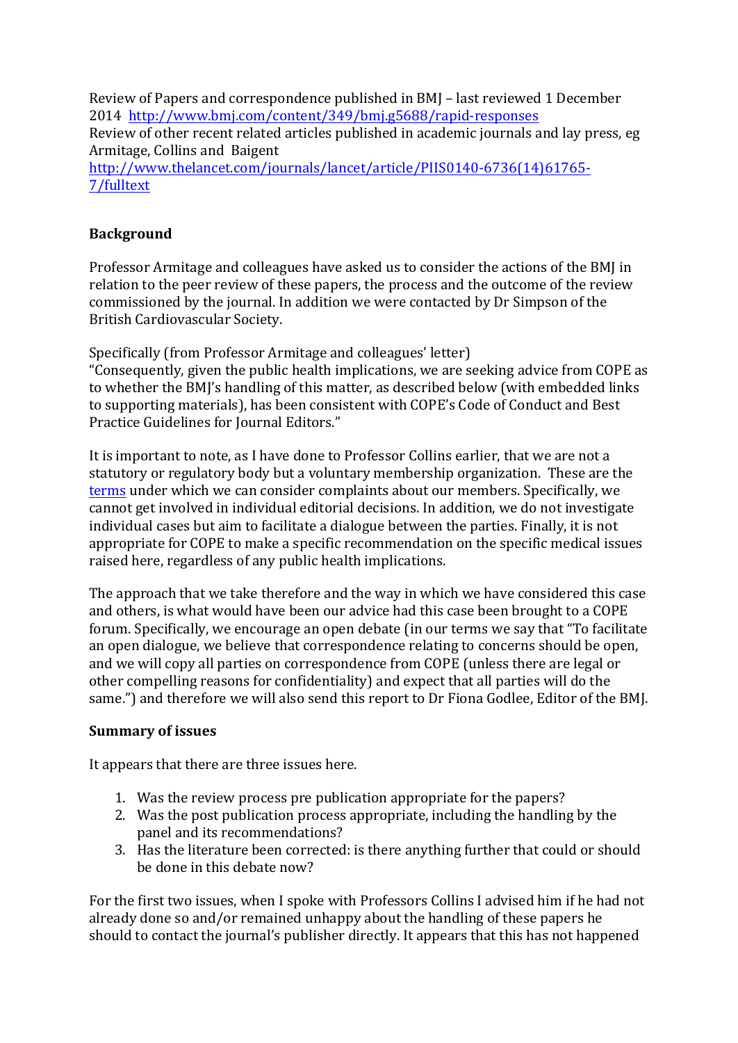Review of Papers and correspondence published in BMJ – last reviewed 1 December 2014 [http://www.bmj.com/content/349/bmj.g5688/rapid-responses](http://www.bmj.com/content/349/bmj.g5688/rapid-responses)
Review of other recent related articles published in academic journals and lay press, eg Armitage, Collins and Baigent [http://www.thelancet.com/journals/lancet/article/PIIS0140-6736(14)61765-7/fulltext](http://www.thelancet.com/journals/lancet/article/PIIS0140-6736(14)61765-7/fulltext)

**Background**

Professor Armitage and colleagues have asked us to consider the actions of the BMJ in relation to the peer review of these papers, the process and the outcome of the review commissioned by the journal. In addition we were contacted by Dr Simpson of the British Cardiovascular Society.

Specifically (from Professor Armitage and colleagues' letter)
"Consequently, given the public health implications, we are seeking advice from COPE as to whether the BMJ's handling of this matter, as described below (with embedded links to supporting materials), has been consistent with COPE's Code of Conduct and Best Practice Guidelines for Journal Editors."

It is important to note, as I have done to Professor Collins earlier, that we are not a statutory or regulatory body but a voluntary membership organization. These are the terms under which we can consider complaints about our members. Specifically, we cannot get involved in individual editorial decisions. In addition, we do not investigate individual cases but aim to facilitate a dialogue between the parties. Finally, it is not appropriate for COPE to make a specific recommendation on the specific medical issues raised here, regardless of any public health implications.

The approach that we take therefore and the way in which we have considered this case and others, is what would have been our advice had this case been brought to a COPE forum. Specifically, we encourage an open debate (in our terms we say that "To facilitate an open dialogue, we believe that correspondence relating to concerns should be open, and we will copy all parties on correspondence from COPE (unless there are legal or other compelling reasons for confidentiality) and expect that all parties will do the same.") and therefore we will also send this report to Dr Fiona Godlee, Editor of the BMJ.

**Summary of issues**

It appears that there are three issues here.

1. Was the review process pre publication appropriate for the papers?
2. Was the post publication process appropriate, including the handling by the panel and its recommendations?
3. Has the literature been corrected: is there anything further that could or should be done in this debate now?

For the first two issues, when I spoke with Professors Collins I advised him if he had not already done so and/or remained unhappy about the handling of these papers he should to contact the journal's publisher directly. It appears that this has not happened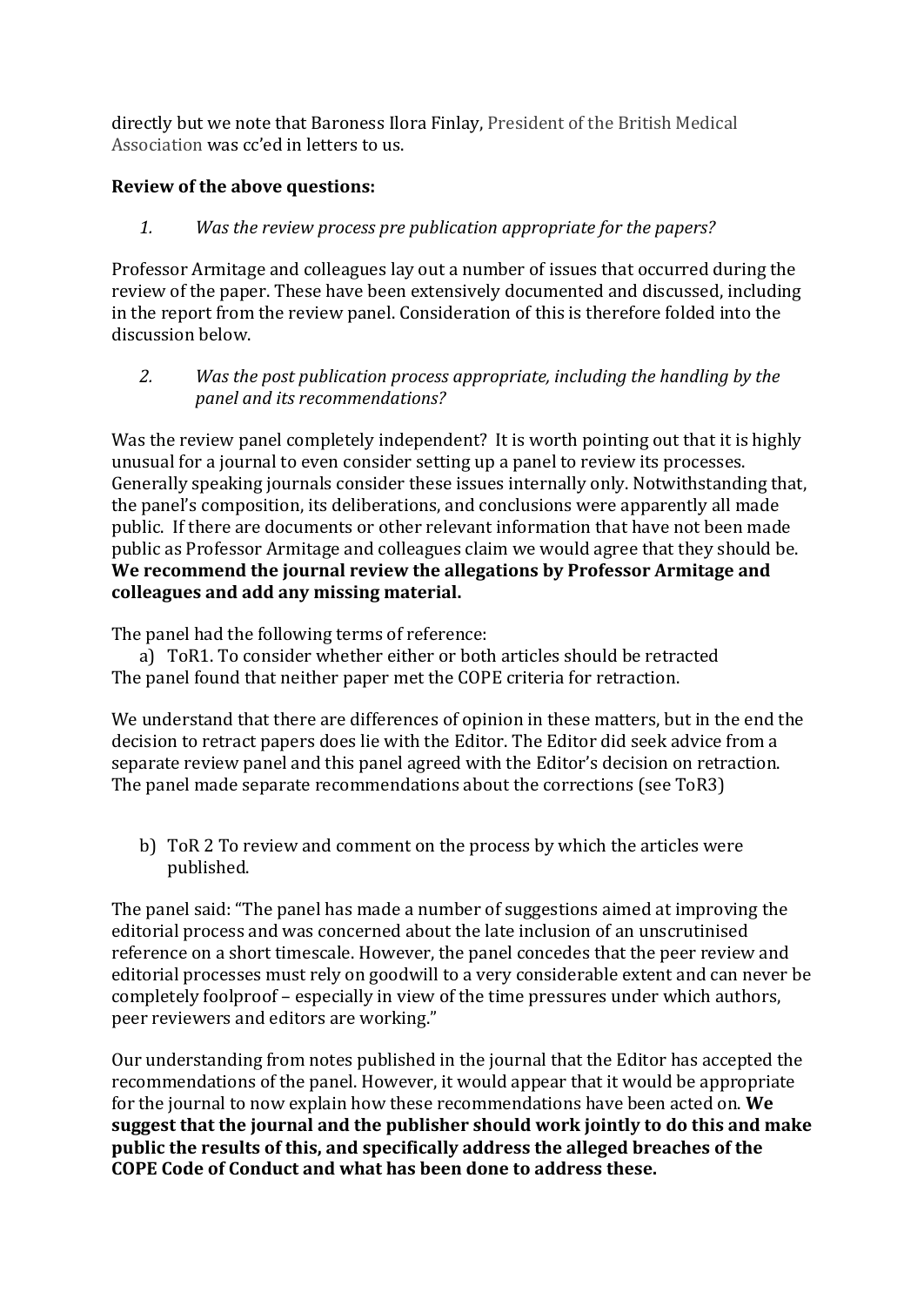directly but we note that Baroness Ilora Finlay, President of the British Medical Association was cc'ed in letters to us.

**Review of the above questions:**

1. *Was the review process pre publication appropriate for the papers?*

Professor Armitage and colleagues lay out a number of issues that occurred during the review of the paper. These have been extensively documented and discussed, including in the report from the review panel. Consideration of this is therefore folded into the discussion below.

2. *Was the post publication process appropriate, including the handling by the panel and its recommendations?*

Was the review panel completely independent? It is worth pointing out that it is highly unusual for a journal to even consider setting up a panel to review its processes. Generally speaking journals consider these issues internally only. Notwithstanding that, the panel's composition, its deliberations, and conclusions were apparently all made public. If there are documents or other relevant information that have not been made public as Professor Armitage and colleagues claim we would agree that they should be. **We recommend the journal review the allegations by Professor Armitage and colleagues and add any missing material.**

The panel had the following terms of reference:

a) ToR1. To consider whether either or both articles should be retracted

The panel found that neither paper met the COPE criteria for retraction.

We understand that there are differences of opinion in these matters, but in the end the decision to retract papers does lie with the Editor. The Editor did seek advice from a separate review panel and this panel agreed with the Editor's decision on retraction. The panel made separate recommendations about the corrections (see ToR3)

b) ToR 2 To review and comment on the process by which the articles were published.

The panel said: "The panel has made a number of suggestions aimed at improving the editorial process and was concerned about the late inclusion of an unscrutinised reference on a short timescale. However, the panel concedes that the peer review and editorial processes must rely on goodwill to a very considerable extent and can never be completely foolproof – especially in view of the time pressures under which authors, peer reviewers and editors are working."

Our understanding from notes published in the journal that the Editor has accepted the recommendations of the panel. However, it would appear that it would be appropriate for the journal to now explain how these recommendations have been acted on. **We suggest that the journal and the publisher should work jointly to do this and make public the results of this, and specifically address the alleged breaches of the COPE Code of Conduct and what has been done to address these.**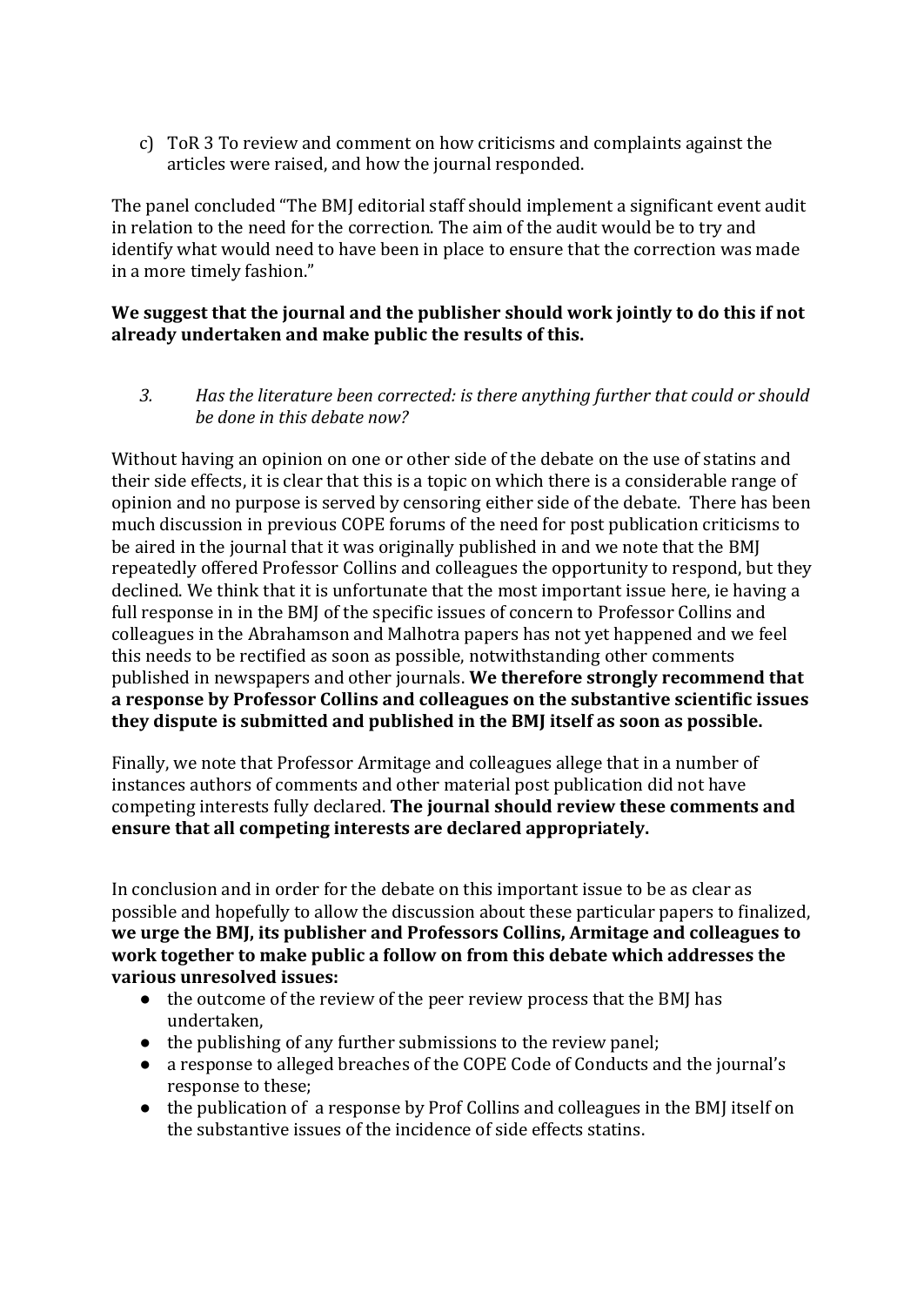c) ToR 3 To review and comment on how criticisms and complaints against the articles were raised, and how the journal responded.

The panel concluded "The BMJ editorial staff should implement a significant event audit in relation to the need for the correction. The aim of the audit would be to try and identify what would need to have been in place to ensure that the correction was made in a more timely fashion."

**We suggest that the journal and the publisher should work jointly to do this if not already undertaken and make public the results of this.**

3. *Has the literature been corrected: is there anything further that could or should be done in this debate now?*

Without having an opinion on one or other side of the debate on the use of statins and their side effects, it is clear that this is a topic on which there is a considerable range of opinion and no purpose is served by censoring either side of the debate. There has been much discussion in previous COPE forums of the need for post publication criticisms to be aired in the journal that it was originally published in and we note that the BMJ repeatedly offered Professor Collins and colleagues the opportunity to respond, but they declined. We think that it is unfortunate that the most important issue here, ie having a full response in in the BMJ of the specific issues of concern to Professor Collins and colleagues in the Abrahamson and Malhotra papers has not yet happened and we feel this needs to be rectified as soon as possible, notwithstanding other comments published in newspapers and other journals. **We therefore strongly recommend that a response by Professor Collins and colleagues on the substantive scientific issues they dispute is submitted and published in the BMJ itself as soon as possible.**

Finally, we note that Professor Armitage and colleagues allege that in a number of instances authors of comments and other material post publication did not have competing interests fully declared. **The journal should review these comments and ensure that all competing interests are declared appropriately.**

In conclusion and in order for the debate on this important issue to be as clear as possible and hopefully to allow the discussion about these particular papers to finalized, **we urge the BMJ, its publisher and Professors Collins, Armitage and colleagues to work together to make public a follow on from this debate which addresses the various unresolved issues:**

- the outcome of the review of the peer review process that the BMJ has undertaken,
- the publishing of any further submissions to the review panel;
- a response to alleged breaches of the COPE Code of Conducts and the journal's response to these;
- the publication of a response by Prof Collins and colleagues in the BMJ itself on the substantive issues of the incidence of side effects statins.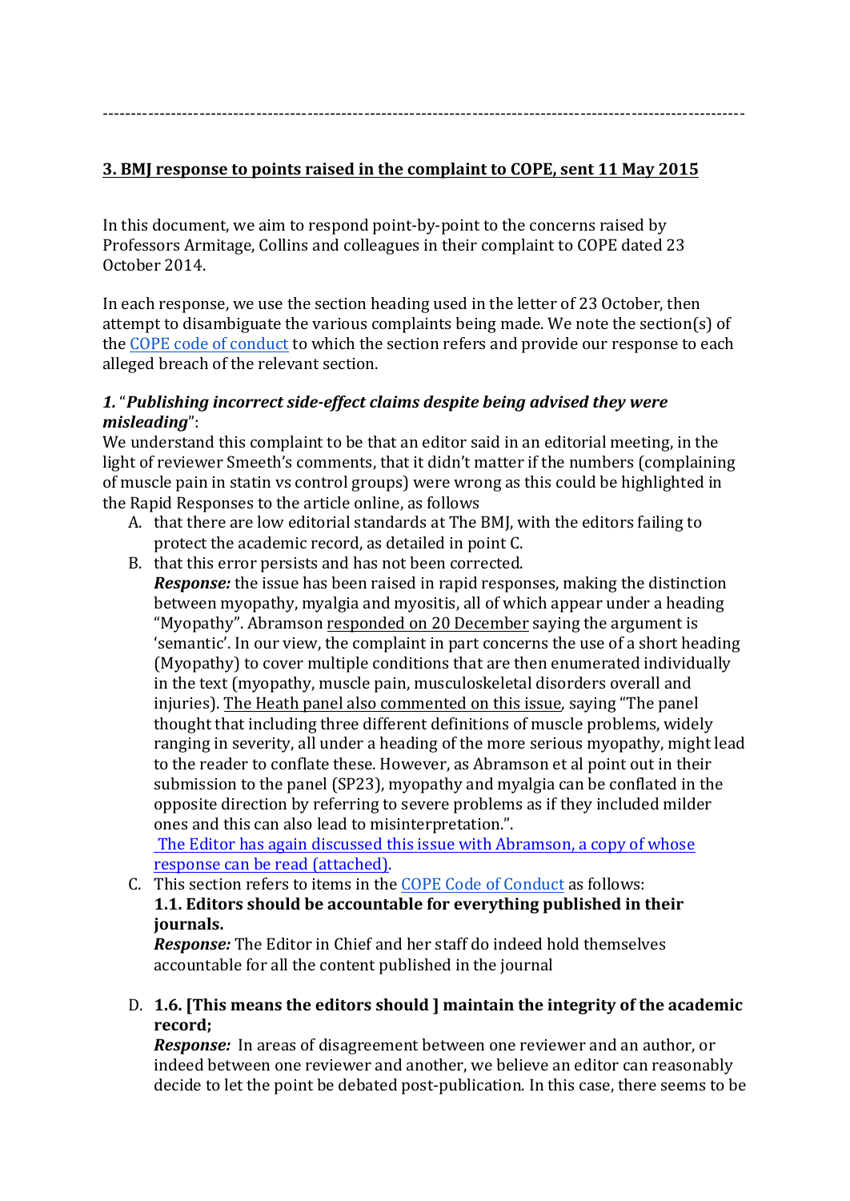---

**3. BMJ response to points raised in the complaint to COPE, sent 11 May 2015**

In this document, we aim to respond point-by-point to the concerns raised by Professors Armitage, Collins and colleagues in their complaint to COPE dated 23 October 2014.

In each response, we use the section heading used in the letter of 23 October, then attempt to disambiguate the various complaints being made. We note the section(s) of the COPE code of conduct to which the section refers and provide our response to each alleged breach of the relevant section.

***1.* "*Publishing incorrect side-effect claims despite being advised they were misleading*"**:

We understand this complaint to be that an editor said in an editorial meeting, in the light of reviewer Smeeth's comments, that it didn't matter if the numbers (complaining of muscle pain in statin vs control groups) were wrong as this could be highlighted in the Rapid Responses to the article online, as follows

A. that there are low editorial standards at The BMJ, with the editors failing to protect the academic record, as detailed in point C.
B. that this error persists and has not been corrected.
   ***Response:*** the issue has been raised in rapid responses, making the distinction between myopathy, myalgia and myositis, all of which appear under a heading "Myopathy". Abramson responded on 20 December saying the argument is 'semantic'. In our view, the complaint in part concerns the use of a short heading (Myopathy) to cover multiple conditions that are then enumerated individually in the text (myopathy, muscle pain, musculoskeletal disorders overall and injuries). The Heath panel also commented on this issue, saying "The panel thought that including three different definitions of muscle problems, widely ranging in severity, all under a heading of the more serious myopathy, might lead to the reader to conflate these. However, as Abramson et al point out in their submission to the panel (SP23), myopathy and myalgia can be conflated in the opposite direction by referring to severe problems as if they included milder ones and this can also lead to misinterpretation.".
   The Editor has again discussed this issue with Abramson, a copy of whose response can be read (attached).
C. This section refers to items in the COPE Code of Conduct as follows:
   **1.1. Editors should be accountable for everything published in their journals.**
   ***Response:*** The Editor in Chief and her staff do indeed hold themselves accountable for all the content published in the journal
D. **1.6. [This means the editors should ] maintain the integrity of the academic record;**
   ***Response:*** In areas of disagreement between one reviewer and an author, or indeed between one reviewer and another, we believe an editor can reasonably decide to let the point be debated post-publication. In this case, there seems to be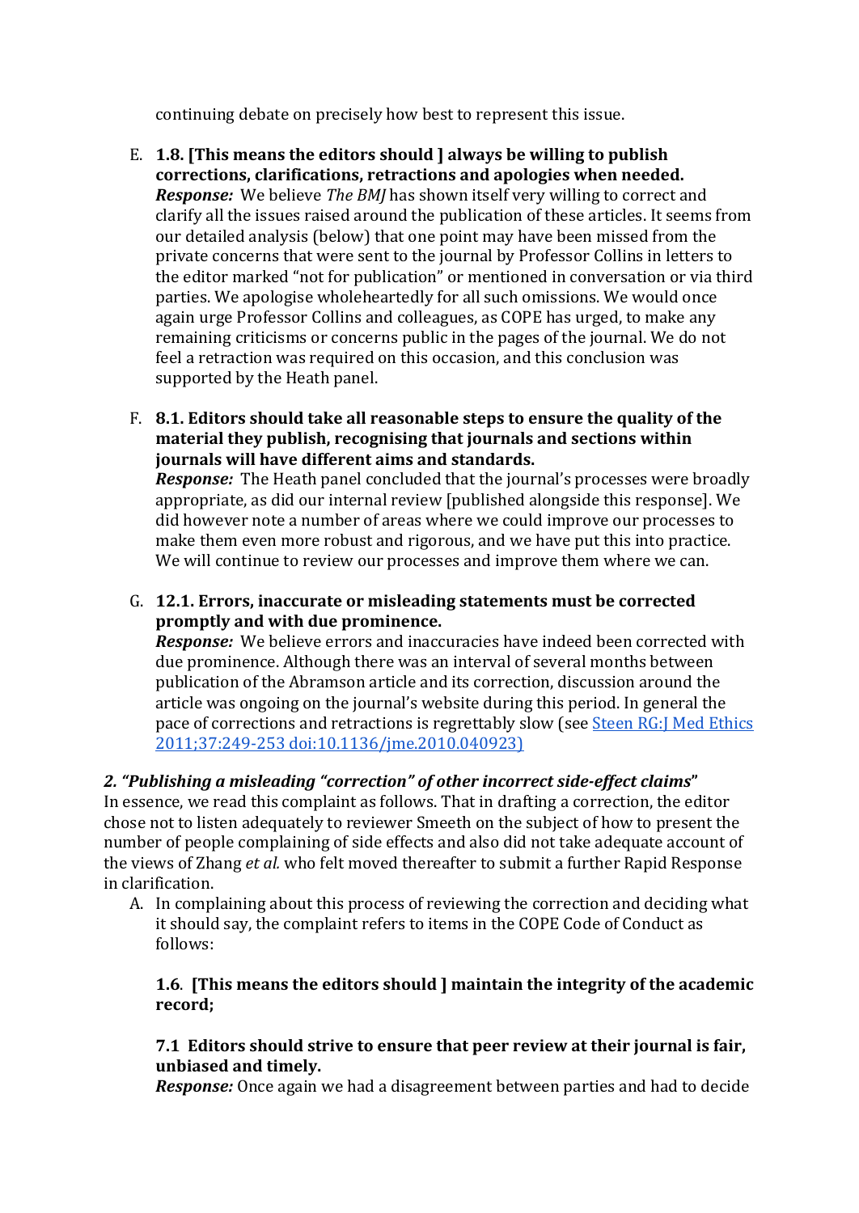continuing debate on precisely how best to represent this issue.

E. **1.8. [This means the editors should ] always be willing to publish corrections, clarifications, retractions and apologies when needed.**
*Response:* We believe *The BMJ* has shown itself very willing to correct and clarify all the issues raised around the publication of these articles. It seems from our detailed analysis (below) that one point may have been missed from the private concerns that were sent to the journal by Professor Collins in letters to the editor marked "not for publication" or mentioned in conversation or via third parties. We apologise wholeheartedly for all such omissions. We would once again urge Professor Collins and colleagues, as COPE has urged, to make any remaining criticisms or concerns public in the pages of the journal. We do not feel a retraction was required on this occasion, and this conclusion was supported by the Heath panel.

F. **8.1. Editors should take all reasonable steps to ensure the quality of the material they publish, recognising that journals and sections within journals will have different aims and standards.**
*Response:* The Heath panel concluded that the journal's processes were broadly appropriate, as did our internal review [published alongside this response]. We did however note a number of areas where we could improve our processes to make them even more robust and rigorous, and we have put this into practice. We will continue to review our processes and improve them where we can.

G. **12.1. Errors, inaccurate or misleading statements must be corrected promptly and with due prominence.**
*Response:* We believe errors and inaccuracies have indeed been corrected with due prominence. Although there was an interval of several months between publication of the Abramson article and its correction, discussion around the article was ongoing on the journal's website during this period. In general the pace of corrections and retractions is regrettably slow (see Steen RG:J Med Ethics 2011;37:249-253 doi:10.1136/jme.2010.040923)

***2. "Publishing a misleading "correction" of other incorrect side-effect claims"***

In essence, we read this complaint as follows. That in drafting a correction, the editor chose not to listen adequately to reviewer Smeeth on the subject of how to present the number of people complaining of side effects and also did not take adequate account of the views of Zhang *et al.* who felt moved thereafter to submit a further Rapid Response in clarification.

A. In complaining about this process of reviewing the correction and deciding what it should say, the complaint refers to items in the COPE Code of Conduct as follows:

**1.6. [This means the editors should ] maintain the integrity of the academic record;**

**7.1 Editors should strive to ensure that peer review at their journal is fair, unbiased and timely.**
*Response:* Once again we had a disagreement between parties and had to decide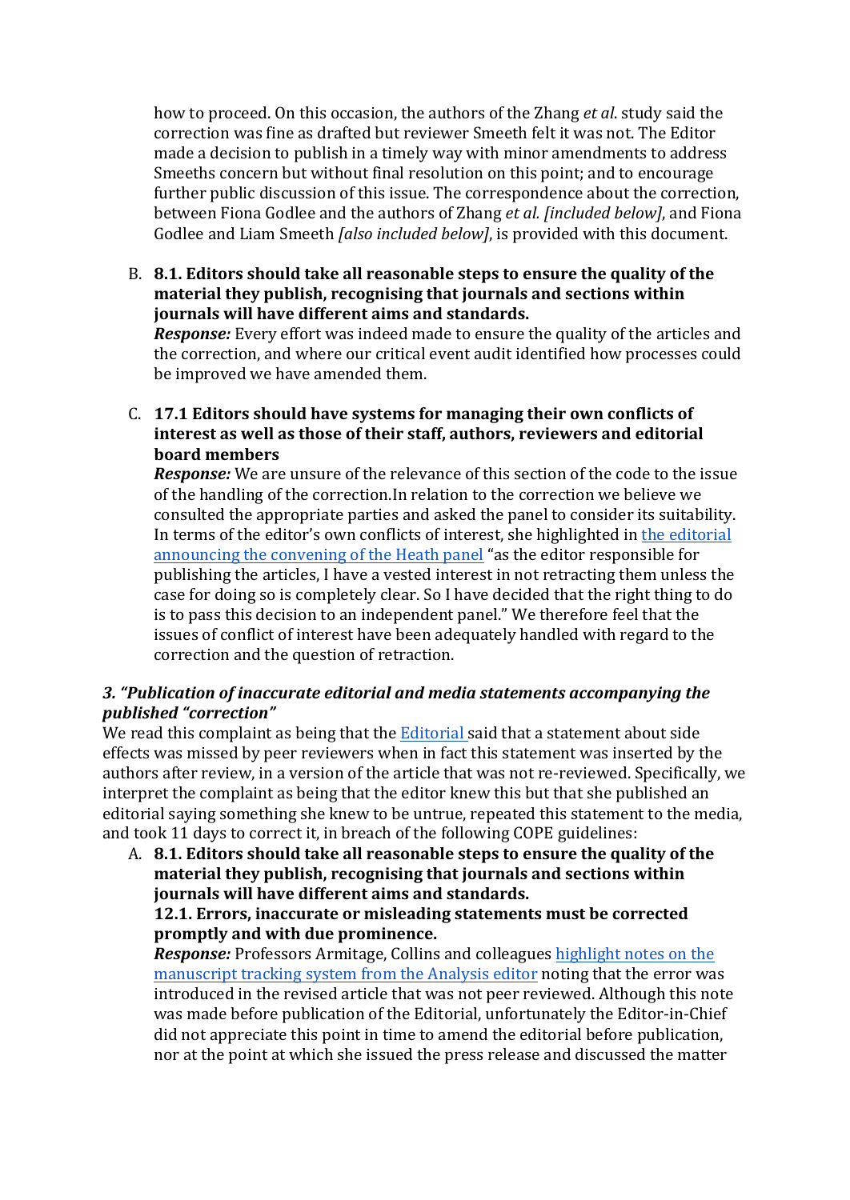how to proceed. On this occasion, the authors of the Zhang *et al.* study said the correction was fine as drafted but reviewer Smeeth felt it was not. The Editor made a decision to publish in a timely way with minor amendments to address Smeeths concern but without final resolution on this point; and to encourage further public discussion of this issue. The correspondence about the correction, between Fiona Godlee and the authors of Zhang *et al. [included below]*, and Fiona Godlee and Liam Smeeth *[also included below]*, is provided with this document.

B. **8.1. Editors should take all reasonable steps to ensure the quality of the material they publish, recognising that journals and sections within journals will have different aims and standards.**
*Response:* Every effort was indeed made to ensure the quality of the articles and the correction, and where our critical event audit identified how processes could be improved we have amended them.

C. **17.1 Editors should have systems for managing their own conflicts of interest as well as those of their staff, authors, reviewers and editorial board members**
*Response:* We are unsure of the relevance of this section of the code to the issue of the handling of the correction.In relation to the correction we believe we consulted the appropriate parties and asked the panel to consider its suitability. In terms of the editor's own conflicts of interest, she highlighted in the editorial announcing the convening of the Heath panel "as the editor responsible for publishing the articles, I have a vested interest in not retracting them unless the case for doing so is completely clear. So I have decided that the right thing to do is to pass this decision to an independent panel." We therefore feel that the issues of conflict of interest have been adequately handled with regard to the correction and the question of retraction.

### *3. "Publication of inaccurate editorial and media statements accompanying the published "correction"*

We read this complaint as being that the Editorial said that a statement about side effects was missed by peer reviewers when in fact this statement was inserted by the authors after review, in a version of the article that was not re-reviewed. Specifically, we interpret the complaint as being that the editor knew this but that she published an editorial saying something she knew to be untrue, repeated this statement to the media, and took 11 days to correct it, in breach of the following COPE guidelines:

A. **8.1. Editors should take all reasonable steps to ensure the quality of the material they publish, recognising that journals and sections within journals will have different aims and standards.**
**12.1. Errors, inaccurate or misleading statements must be corrected promptly and with due prominence.**
*Response:* Professors Armitage, Collins and colleagues highlight notes on the manuscript tracking system from the Analysis editor noting that the error was introduced in the revised article that was not peer reviewed. Although this note was made before publication of the Editorial, unfortunately the Editor-in-Chief did not appreciate this point in time to amend the editorial before publication, nor at the point at which she issued the press release and discussed the matter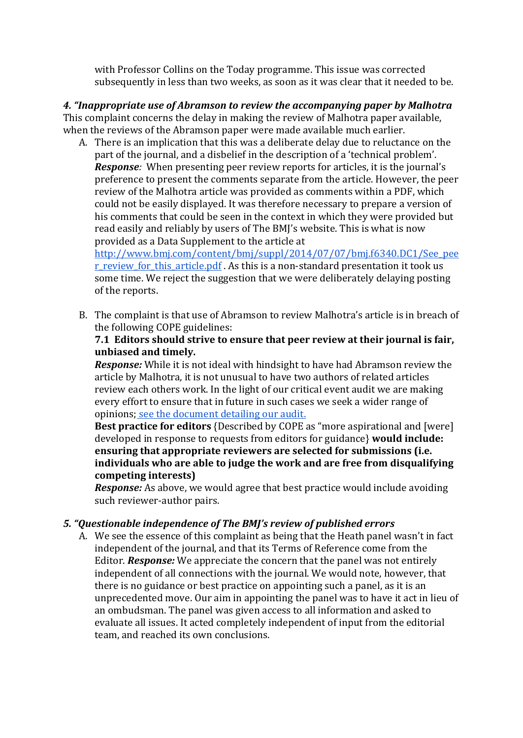with Professor Collins on the Today programme. This issue was corrected subsequently in less than two weeks, as soon as it was clear that it needed to be.

***4. "Inappropriate use of Abramson to review the accompanying paper by Malhotra***

This complaint concerns the delay in making the review of Malhotra paper available, when the reviews of the Abramson paper were made available much earlier.

A. There is an implication that this was a deliberate delay due to reluctance on the part of the journal, and a disbelief in the description of a 'technical problem'. ***Response****:* When presenting peer review reports for articles, it is the journal's preference to present the comments separate from the article. However, the peer review of the Malhotra article was provided as comments within a PDF, which could not be easily displayed. It was therefore necessary to prepare a version of his comments that could be seen in the context in which they were provided but read easily and reliably by users of The BMJ's website. This is what is now provided as a Data Supplement to the article at [http://www.bmj.com/content/bmj/suppl/2014/07/07/bmj.f6340.DC1/See_peer_review_for_this_article.pdf](http://www.bmj.com/content/bmj/suppl/2014/07/07/bmj.f6340.DC1/See_peer_review_for_this_article.pdf). As this is a non-standard presentation it took us some time. We reject the suggestion that we were deliberately delaying posting of the reports.

B. The complaint is that use of Abramson to review Malhotra's article is in breach of the following COPE guidelines:
**7.1 Editors should strive to ensure that peer review at their journal is fair, unbiased and timely.**
***Response:*** While it is not ideal with hindsight to have had Abramson review the article by Malhotra, it is not unusual to have two authors of related articles review each others work. In the light of our critical event audit we are making every effort to ensure that in future in such cases we seek a wider range of opinions; see the document detailing our audit.
**Best practice for editors** {Described by COPE as "more aspirational and [were] developed in response to requests from editors for guidance} **would include: ensuring that appropriate reviewers are selected for submissions (i.e. individuals who are able to judge the work and are free from disqualifying competing interests)**
***Response:*** As above, we would agree that best practice would include avoiding such reviewer-author pairs.

***5. "Questionable independence of The BMJ's review of published errors***

A. We see the essence of this complaint as being that the Heath panel wasn't in fact independent of the journal, and that its Terms of Reference come from the Editor. ***Response:*** We appreciate the concern that the panel was not entirely independent of all connections with the journal. We would note, however, that there is no guidance or best practice on appointing such a panel, as it is an unprecedented move. Our aim in appointing the panel was to have it act in lieu of an ombudsman. The panel was given access to all information and asked to evaluate all issues. It acted completely independent of input from the editorial team, and reached its own conclusions.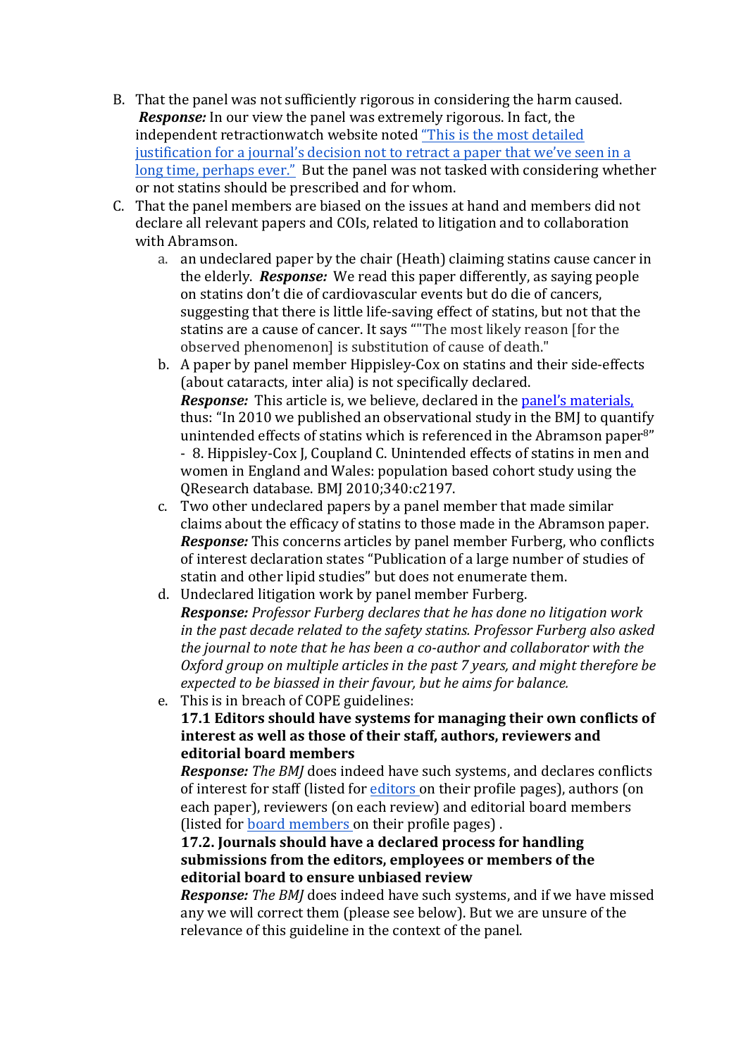B. That the panel was not sufficiently rigorous in considering the harm caused. ***Response:*** In our view the panel was extremely rigorous. In fact, the independent retractionwatch website noted [“This is the most detailed justification for a journal’s decision not to retract a paper that we’ve seen in a long time, perhaps ever.”]() But the panel was not tasked with considering whether or not statins should be prescribed and for whom.

C. That the panel members are biased on the issues at hand and members did not declare all relevant papers and COIs, related to litigation and to collaboration with Abramson.

   a. an undeclared paper by the chair (Heath) claiming statins cause cancer in the elderly. ***Response:*** We read this paper differently, as saying people on statins don’t die of cardiovascular events but do die of cancers, suggesting that there is little life-saving effect of statins, but not that the statins are a cause of cancer. It says ""The most likely reason [for the observed phenomenon] is substitution of cause of death."

   b. A paper by panel member Hippisley-Cox on statins and their side-effects (about cataracts, inter alia) is not specifically declared. ***Response:*** This article is, we believe, declared in the [panel’s materials,]() thus: “In 2010 we published an observational study in the BMJ to quantify unintended effects of statins which is referenced in the Abramson paper[8]” - 8. Hippisley-Cox J, Coupland C. Unintended effects of statins in men and women in England and Wales: population based cohort study using the QResearch database. BMJ 2010;340:c2197.

   c. Two other undeclared papers by a panel member that made similar claims about the efficacy of statins to those made in the Abramson paper. ***Response:*** This concerns articles by panel member Furberg, who conflicts of interest declaration states “Publication of a large number of studies of statin and other lipid studies” but does not enumerate them.

   d. Undeclared litigation work by panel member Furberg. ***Response:*** *Professor Furberg declares that he has done no litigation work in the past decade related to the safety statins. Professor Furberg also asked the journal to note that he has been a co-author and collaborator with the Oxford group on multiple articles in the past 7 years, and might therefore be expected to be biassed in their favour, but he aims for balance.*

   e. This is in breach of COPE guidelines:

   **17.1 Editors should have systems for managing their own conflicts of interest as well as those of their staff, authors, reviewers and editorial board members**

   ***Response:*** *The BMJ* does indeed have such systems, and declares conflicts of interest for staff (listed for [editors]() on their profile pages), authors (on each paper), reviewers (on each review) and editorial board members (listed for [board members]() on their profile pages) .

   **17.2. Journals should have a declared process for handling submissions from the editors, employees or members of the editorial board to ensure unbiased review**

   ***Response:*** *The BMJ* does indeed have such systems, and if we have missed any we will correct them (please see below). But we are unsure of the relevance of this guideline in the context of the panel.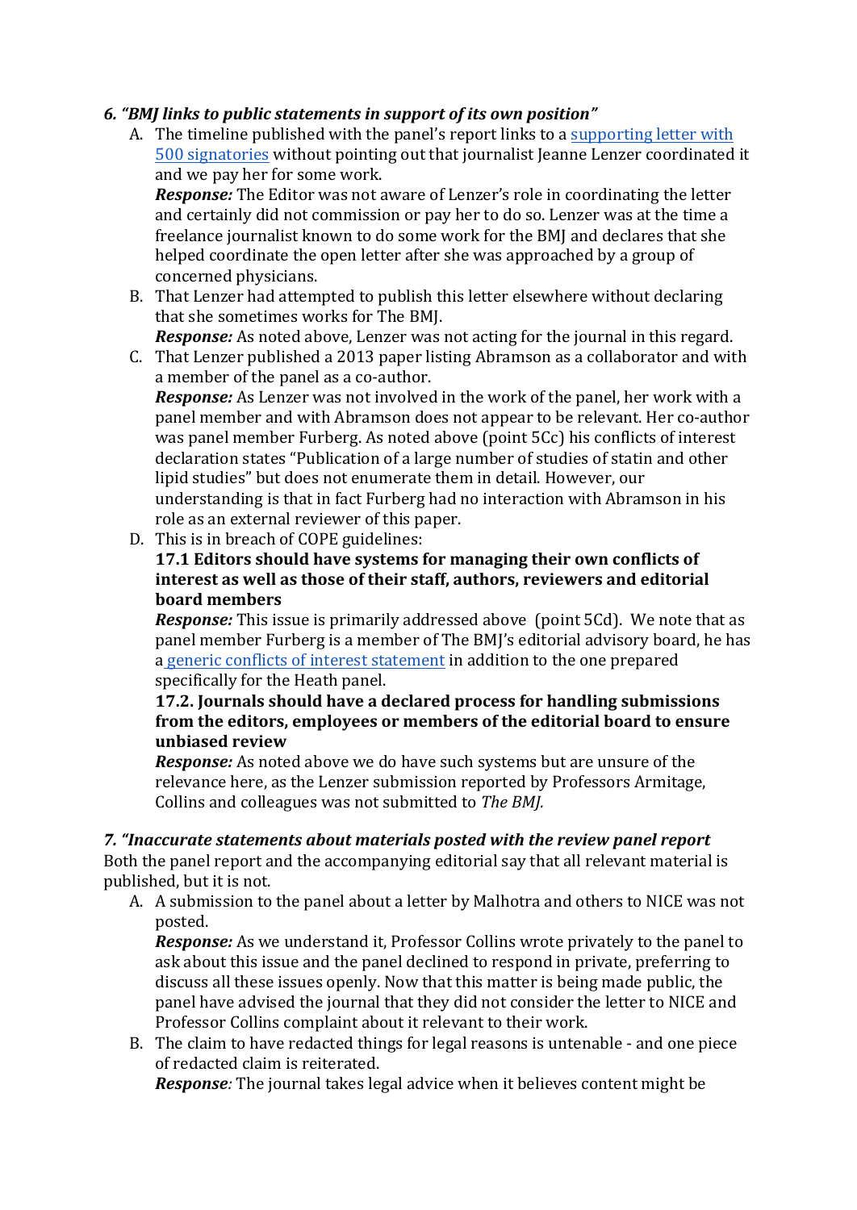### *6. "BMJ links to public statements in support of its own position"*

A. The timeline published with the panel's report links to a supporting letter with 500 signatories without pointing out that journalist Jeanne Lenzer coordinated it and we pay her for some work.
   ***Response:*** The Editor was not aware of Lenzer's role in coordinating the letter and certainly did not commission or pay her to do so. Lenzer was at the time a freelance journalist known to do some work for the BMJ and declares that she helped coordinate the open letter after she was approached by a group of concerned physicians.

B. That Lenzer had attempted to publish this letter elsewhere without declaring that she sometimes works for The BMJ.
   ***Response:*** As noted above, Lenzer was not acting for the journal in this regard.

C. That Lenzer published a 2013 paper listing Abramson as a collaborator and with a member of the panel as a co-author.
   ***Response:*** As Lenzer was not involved in the work of the panel, her work with a panel member and with Abramson does not appear to be relevant. Her co-author was panel member Furberg. As noted above (point 5Cc) his conflicts of interest declaration states "Publication of a large number of studies of statin and other lipid studies" but does not enumerate them in detail. However, our understanding is that in fact Furberg had no interaction with Abramson in his role as an external reviewer of this paper.

D. This is in breach of COPE guidelines:
   **17.1 Editors should have systems for managing their own conflicts of interest as well as those of their staff, authors, reviewers and editorial board members**
   ***Response:*** This issue is primarily addressed above (point 5Cd). We note that as panel member Furberg is a member of The BMJ's editorial advisory board, he has a generic conflicts of interest statement in addition to the one prepared specifically for the Heath panel.
   **17.2. Journals should have a declared process for handling submissions from the editors, employees or members of the editorial board to ensure unbiased review**
   ***Response:*** As noted above we do have such systems but are unsure of the relevance here, as the Lenzer submission reported by Professors Armitage, Collins and colleagues was not submitted to *The BMJ.*

### *7. "Inaccurate statements about materials posted with the review panel report*

Both the panel report and the accompanying editorial say that all relevant material is published, but it is not.

A. A submission to the panel about a letter by Malhotra and others to NICE was not posted.
   ***Response:*** As we understand it, Professor Collins wrote privately to the panel to ask about this issue and the panel declined to respond in private, preferring to discuss all these issues openly. Now that this matter is being made public, the panel have advised the journal that they did not consider the letter to NICE and Professor Collins complaint about it relevant to their work.

B. The claim to have redacted things for legal reasons is untenable - and one piece of redacted claim is reiterated.
   ***Response****:* The journal takes legal advice when it believes content might be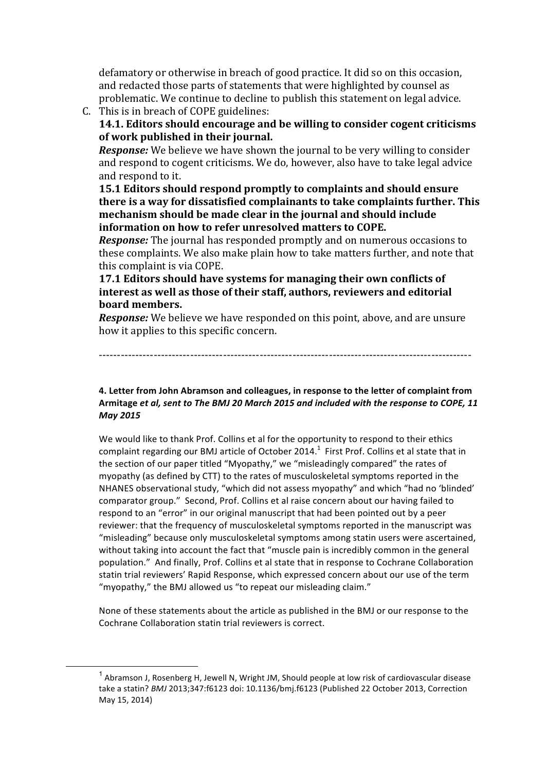defamatory or otherwise in breach of good practice. It did so on this occasion, and redacted those parts of statements that were highlighted by counsel as problematic. We continue to decline to publish this statement on legal advice.

C. This is in breach of COPE guidelines:

**14.1. Editors should encourage and be willing to consider cogent criticisms of work published in their journal.**

***Response:*** We believe we have shown the journal to be very willing to consider and respond to cogent criticisms. We do, however, also have to take legal advice and respond to it.

**15.1 Editors should respond promptly to complaints and should ensure there is a way for dissatisfied complainants to take complaints further. This mechanism should be made clear in the journal and should include information on how to refer unresolved matters to COPE.**

***Response:*** The journal has responded promptly and on numerous occasions to these complaints. We also make plain how to take matters further, and note that this complaint is via COPE.

**17.1 Editors should have systems for managing their own conflicts of interest as well as those of their staff, authors, reviewers and editorial board members.**

***Response:*** We believe we have responded on this point, above, and are unsure how it applies to this specific concern.

---

**4. Letter from John Abramson and colleagues, in response to the letter of complaint from Armitage *et al*, sent to The BMJ 20 March 2015 and included with the response to COPE, 11 May 2015**

We would like to thank Prof. Collins et al for the opportunity to respond to their ethics complaint regarding our BMJ article of October 2014.[1] First Prof. Collins et al state that in the section of our paper titled "Myopathy," we "misleadingly compared" the rates of myopathy (as defined by CTT) to the rates of musculoskeletal symptoms reported in the NHANES observational study, "which did not assess myopathy" and which "had no 'blinded' comparator group." Second, Prof. Collins et al raise concern about our having failed to respond to an "error" in our original manuscript that had been pointed out by a peer reviewer: that the frequency of musculoskeletal symptoms reported in the manuscript was "misleading" because only musculoskeletal symptoms among statin users were ascertained, without taking into account the fact that "muscle pain is incredibly common in the general population." And finally, Prof. Collins et al state that in response to Cochrane Collaboration statin trial reviewers' Rapid Response, which expressed concern about our use of the term "myopathy," the BMJ allowed us "to repeat our misleading claim."

None of these statements about the article as published in the BMJ or our response to the Cochrane Collaboration statin trial reviewers is correct.

[1] Abramson J, Rosenberg H, Jewell N, Wright JM, Should people at low risk of cardiovascular disease take a statin? *BMJ* 2013;347:f6123 doi: 10.1136/bmj.f6123 (Published 22 October 2013, Correction May 15, 2014)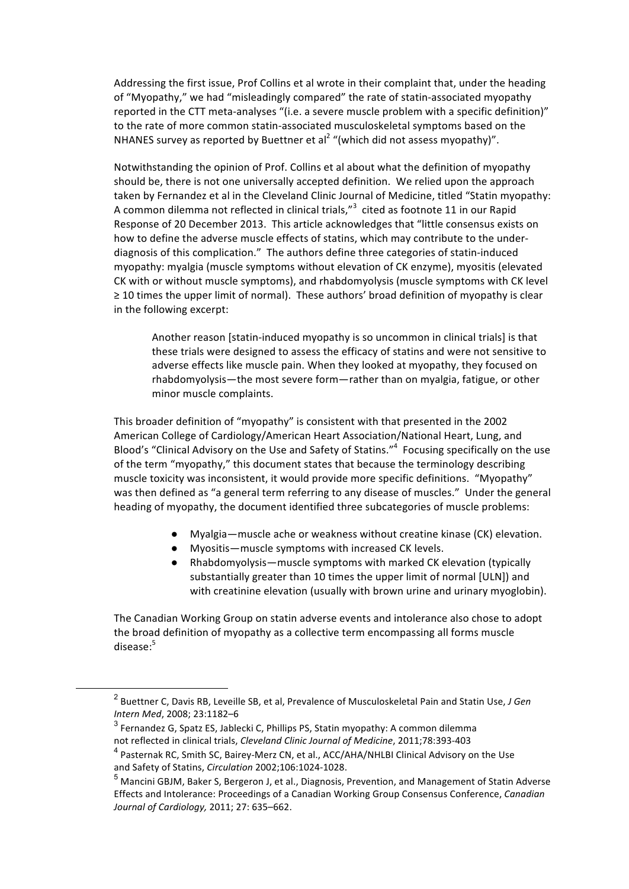Addressing the first issue, Prof Collins et al wrote in their complaint that, under the heading of "Myopathy," we had "misleadingly compared" the rate of statin-associated myopathy reported in the CTT meta-analyses "(i.e. a severe muscle problem with a specific definition)" to the rate of more common statin-associated musculoskeletal symptoms based on the NHANES survey as reported by Buettner et al[2] "(which did not assess myopathy)".

Notwithstanding the opinion of Prof. Collins et al about what the definition of myopathy should be, there is not one universally accepted definition. We relied upon the approach taken by Fernandez et al in the Cleveland Clinic Journal of Medicine, titled "Statin myopathy: A common dilemma not reflected in clinical trials,"[3] cited as footnote 11 in our Rapid Response of 20 December 2013. This article acknowledges that "little consensus exists on how to define the adverse muscle effects of statins, which may contribute to the under-diagnosis of this complication." The authors define three categories of statin-induced myopathy: myalgia (muscle symptoms without elevation of CK enzyme), myositis (elevated CK with or without muscle symptoms), and rhabdomyolysis (muscle symptoms with CK level ≥ 10 times the upper limit of normal). These authors' broad definition of myopathy is clear in the following excerpt:

> Another reason [statin-induced myopathy is so uncommon in clinical trials] is that these trials were designed to assess the efficacy of statins and were not sensitive to adverse effects like muscle pain. When they looked at myopathy, they focused on rhabdomyolysis—the most severe form—rather than on myalgia, fatigue, or other minor muscle complaints.

This broader definition of "myopathy" is consistent with that presented in the 2002 American College of Cardiology/American Heart Association/National Heart, Lung, and Blood's "Clinical Advisory on the Use and Safety of Statins."[4] Focusing specifically on the use of the term "myopathy," this document states that because the terminology describing muscle toxicity was inconsistent, it would provide more specific definitions. "Myopathy" was then defined as "a general term referring to any disease of muscles." Under the general heading of myopathy, the document identified three subcategories of muscle problems:

- Myalgia—muscle ache or weakness without creatine kinase (CK) elevation.
- Myositis—muscle symptoms with increased CK levels.
- Rhabdomyolysis—muscle symptoms with marked CK elevation (typically substantially greater than 10 times the upper limit of normal [ULN]) and with creatinine elevation (usually with brown urine and urinary myoglobin).

The Canadian Working Group on statin adverse events and intolerance also chose to adopt the broad definition of myopathy as a collective term encompassing all forms muscle disease:[5]

---

[2] Buettner C, Davis RB, Leveille SB, et al, Prevalence of Musculoskeletal Pain and Statin Use, *J Gen Intern Med*, 2008; 23:1182–6

[3] Fernandez G, Spatz ES, Jablecki C, Phillips PS, Statin myopathy: A common dilemma not reflected in clinical trials, *Cleveland Clinic Journal of Medicine*, 2011;78:393-403

[4] Pasternak RC, Smith SC, Bairey-Merz CN, et al., ACC/AHA/NHLBI Clinical Advisory on the Use and Safety of Statins, *Circulation* 2002;106:1024-1028.

[5] Mancini GBJM, Baker S, Bergeron J, et al., Diagnosis, Prevention, and Management of Statin Adverse Effects and Intolerance: Proceedings of a Canadian Working Group Consensus Conference, *Canadian Journal of Cardiology,* 2011; 27: 635–662.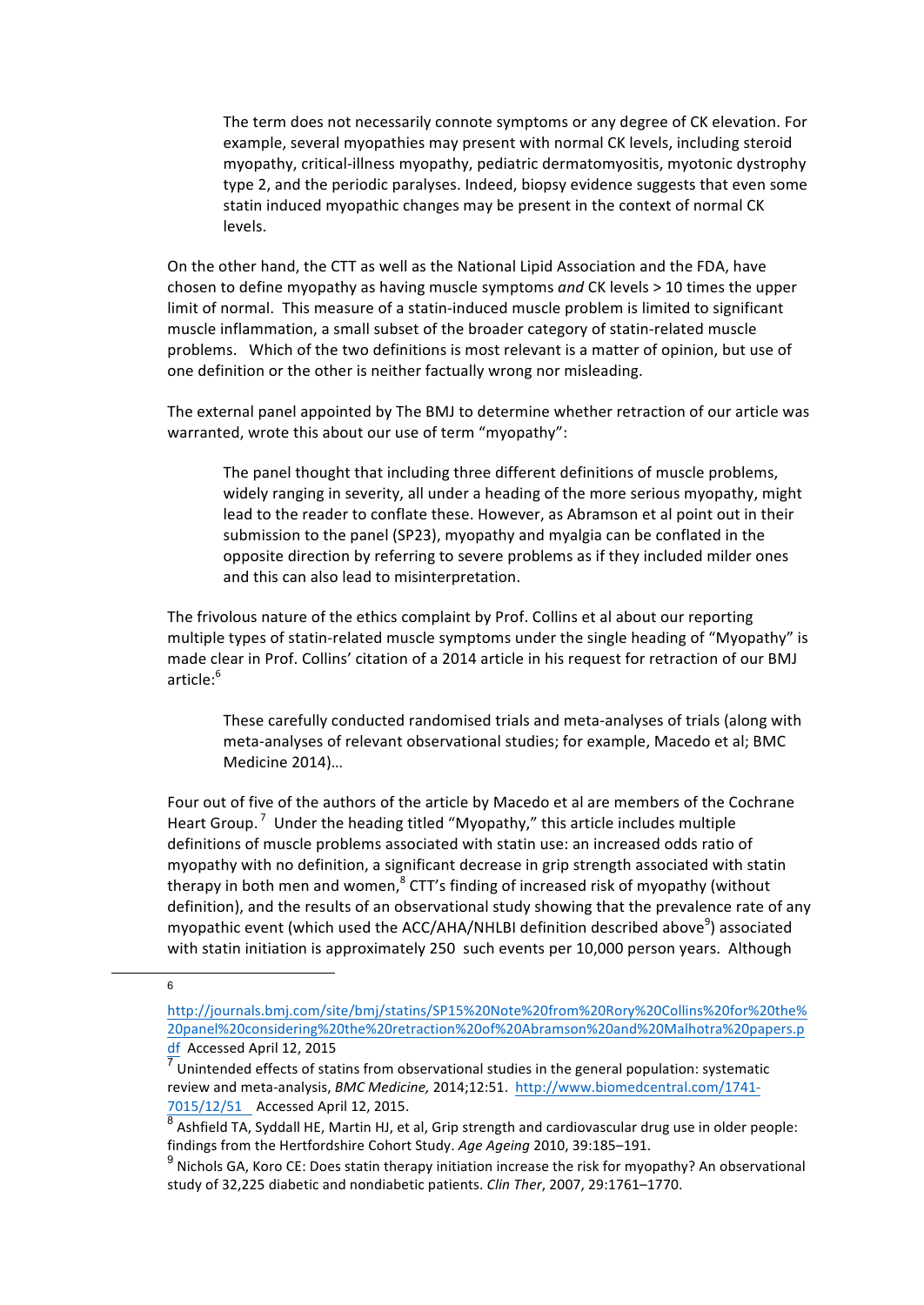> The term does not necessarily connote symptoms or any degree of CK elevation. For example, several myopathies may present with normal CK levels, including steroid myopathy, critical-illness myopathy, pediatric dermatomyositis, myotonic dystrophy type 2, and the periodic paralyses. Indeed, biopsy evidence suggests that even some statin induced myopathic changes may be present in the context of normal CK levels.

On the other hand, the CTT as well as the National Lipid Association and the FDA, have chosen to define myopathy as having muscle symptoms *and* CK levels > 10 times the upper limit of normal. This measure of a statin-induced muscle problem is limited to significant muscle inflammation, a small subset of the broader category of statin-related muscle problems. Which of the two definitions is most relevant is a matter of opinion, but use of one definition or the other is neither factually wrong nor misleading.

The external panel appointed by The BMJ to determine whether retraction of our article was warranted, wrote this about our use of term "myopathy":

> The panel thought that including three different definitions of muscle problems, widely ranging in severity, all under a heading of the more serious myopathy, might lead to the reader to conflate these. However, as Abramson et al point out in their submission to the panel (SP23), myopathy and myalgia can be conflated in the opposite direction by referring to severe problems as if they included milder ones and this can also lead to misinterpretation.

The frivolous nature of the ethics complaint by Prof. Collins et al about our reporting multiple types of statin-related muscle symptoms under the single heading of "Myopathy" is made clear in Prof. Collins' citation of a 2014 article in his request for retraction of our BMJ article:[6]

> These carefully conducted randomised trials and meta-analyses of trials (along with meta-analyses of relevant observational studies; for example, Macedo et al; BMC Medicine 2014)…

Four out of five of the authors of the article by Macedo et al are members of the Cochrane Heart Group.[7] Under the heading titled "Myopathy," this article includes multiple definitions of muscle problems associated with statin use: an increased odds ratio of myopathy with no definition, a significant decrease in grip strength associated with statin therapy in both men and women,[8] CTT's finding of increased risk of myopathy (without definition), and the results of an observational study showing that the prevalence rate of any myopathic event (which used the ACC/AHA/NHLBI definition described above[9]) associated with statin initiation is approximately 250 such events per 10,000 person years. Although

---

[6] http://journals.bmj.com/site/bmj/statins/SP15%20Note%20from%20Rory%20Collins%20for%20the%20panel%20considering%20the%20retraction%20of%20Abramson%20and%20Malhotra%20papers.pdf Accessed April 12, 2015

[7] Unintended effects of statins from observational studies in the general population: systematic review and meta-analysis, *BMC Medicine,* 2014;12:51. http://www.biomedcentral.com/1741-7015/12/51 Accessed April 12, 2015.

[8] Ashfield TA, Syddall HE, Martin HJ, et al, Grip strength and cardiovascular drug use in older people: findings from the Hertfordshire Cohort Study. *Age Ageing* 2010, 39:185–191.

[9] Nichols GA, Koro CE: Does statin therapy initiation increase the risk for myopathy? An observational study of 32,225 diabetic and nondiabetic patients. *Clin Ther*, 2007, 29:1761–1770.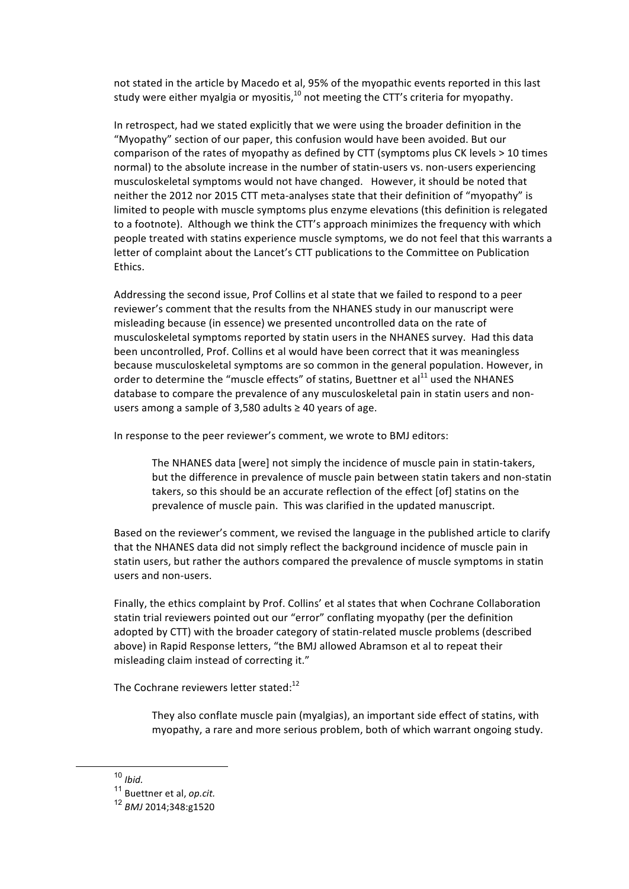not stated in the article by Macedo et al, 95% of the myopathic events reported in this last study were either myalgia or myositis,[10] not meeting the CTT's criteria for myopathy.

In retrospect, had we stated explicitly that we were using the broader definition in the "Myopathy" section of our paper, this confusion would have been avoided. But our comparison of the rates of myopathy as defined by CTT (symptoms plus CK levels > 10 times normal) to the absolute increase in the number of statin-users vs. non-users experiencing musculoskeletal symptoms would not have changed. However, it should be noted that neither the 2012 nor 2015 CTT meta-analyses state that their definition of "myopathy" is limited to people with muscle symptoms plus enzyme elevations (this definition is relegated to a footnote). Although we think the CTT's approach minimizes the frequency with which people treated with statins experience muscle symptoms, we do not feel that this warrants a letter of complaint about the Lancet's CTT publications to the Committee on Publication Ethics.

Addressing the second issue, Prof Collins et al state that we failed to respond to a peer reviewer's comment that the results from the NHANES study in our manuscript were misleading because (in essence) we presented uncontrolled data on the rate of musculoskeletal symptoms reported by statin users in the NHANES survey. Had this data been uncontrolled, Prof. Collins et al would have been correct that it was meaningless because musculoskeletal symptoms are so common in the general population. However, in order to determine the "muscle effects" of statins, Buettner et al[11] used the NHANES database to compare the prevalence of any musculoskeletal pain in statin users and non-users among a sample of 3,580 adults ≥ 40 years of age.

In response to the peer reviewer's comment, we wrote to BMJ editors:

> The NHANES data [were] not simply the incidence of muscle pain in statin-takers, but the difference in prevalence of muscle pain between statin takers and non-statin takers, so this should be an accurate reflection of the effect [of] statins on the prevalence of muscle pain. This was clarified in the updated manuscript.

Based on the reviewer's comment, we revised the language in the published article to clarify that the NHANES data did not simply reflect the background incidence of muscle pain in statin users, but rather the authors compared the prevalence of muscle symptoms in statin users and non-users.

Finally, the ethics complaint by Prof. Collins' et al states that when Cochrane Collaboration statin trial reviewers pointed out our "error" conflating myopathy (per the definition adopted by CTT) with the broader category of statin-related muscle problems (described above) in Rapid Response letters, "the BMJ allowed Abramson et al to repeat their misleading claim instead of correcting it."

The Cochrane reviewers letter stated:[12]

> They also conflate muscle pain (myalgias), an important side effect of statins, with myopathy, a rare and more serious problem, both of which warrant ongoing study.

---

[10] *Ibid.*

[11] Buettner et al, *op.cit.*

[12] *BMJ* 2014;348:g1520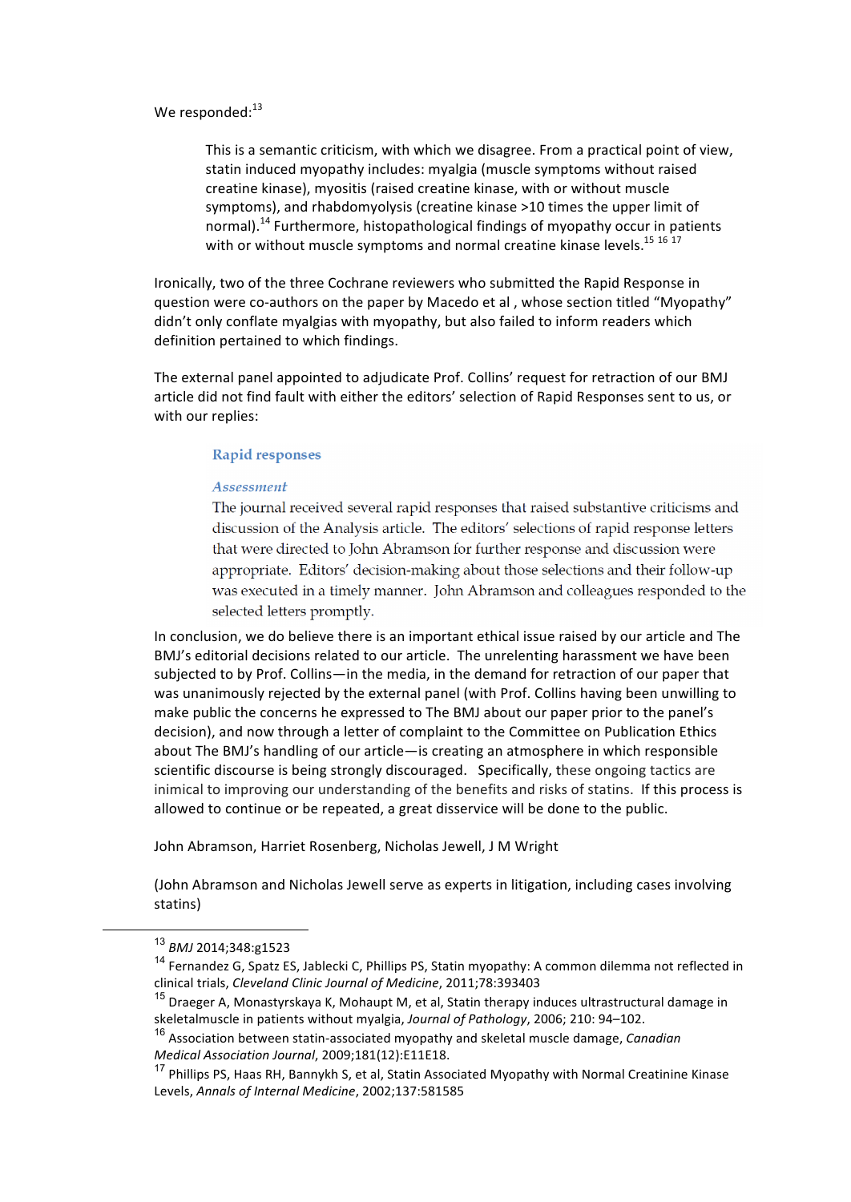We responded:[13]

> This is a semantic criticism, with which we disagree. From a practical point of view, statin induced myopathy includes: myalgia (muscle symptoms without raised creatine kinase), myositis (raised creatine kinase, with or without muscle symptoms), and rhabdomyolysis (creatine kinase >10 times the upper limit of normal).[14] Furthermore, histopathological findings of myopathy occur in patients with or without muscle symptoms and normal creatine kinase levels.[15 16 17]

Ironically, two of the three Cochrane reviewers who submitted the Rapid Response in question were co-authors on the paper by Macedo et al , whose section titled "Myopathy" didn't only conflate myalgias with myopathy, but also failed to inform readers which definition pertained to which findings.

The external panel appointed to adjudicate Prof. Collins' request for retraction of our BMJ article did not find fault with either the editors' selection of Rapid Responses sent to us, or with our replies:

> **Rapid responses**
>
> *Assessment*
>
> The journal received several rapid responses that raised substantive criticisms and discussion of the Analysis article. The editors' selections of rapid response letters that were directed to John Abramson for further response and discussion were appropriate. Editors' decision-making about those selections and their follow-up was executed in a timely manner. John Abramson and colleagues responded to the selected letters promptly.

In conclusion, we do believe there is an important ethical issue raised by our article and The BMJ's editorial decisions related to our article. The unrelenting harassment we have been subjected to by Prof. Collins—in the media, in the demand for retraction of our paper that was unanimously rejected by the external panel (with Prof. Collins having been unwilling to make public the concerns he expressed to The BMJ about our paper prior to the panel's decision), and now through a letter of complaint to the Committee on Publication Ethics about The BMJ's handling of our article—is creating an atmosphere in which responsible scientific discourse is being strongly discouraged. Specifically, these ongoing tactics are inimical to improving our understanding of the benefits and risks of statins. If this process is allowed to continue or be repeated, a great disservice will be done to the public.

John Abramson, Harriet Rosenberg, Nicholas Jewell, J M Wright

(John Abramson and Nicholas Jewell serve as experts in litigation, including cases involving statins)

---

[13] *BMJ* 2014;348:g1523

[14] Fernandez G, Spatz ES, Jablecki C, Phillips PS, Statin myopathy: A common dilemma not reflected in clinical trials, *Cleveland Clinic Journal of Medicine*, 2011;78:393403

[15] Draeger A, Monastyrskaya K, Mohaupt M, et al, Statin therapy induces ultrastructural damage in skeletalmuscle in patients without myalgia, *Journal of Pathology*, 2006; 210: 94–102.

[16] Association between statin-associated myopathy and skeletal muscle damage, *Canadian Medical Association Journal*, 2009;181(12):E11E18.

[17] Phillips PS, Haas RH, Bannykh S, et al, Statin Associated Myopathy with Normal Creatinine Kinase Levels, *Annals of Internal Medicine*, 2002;137:581585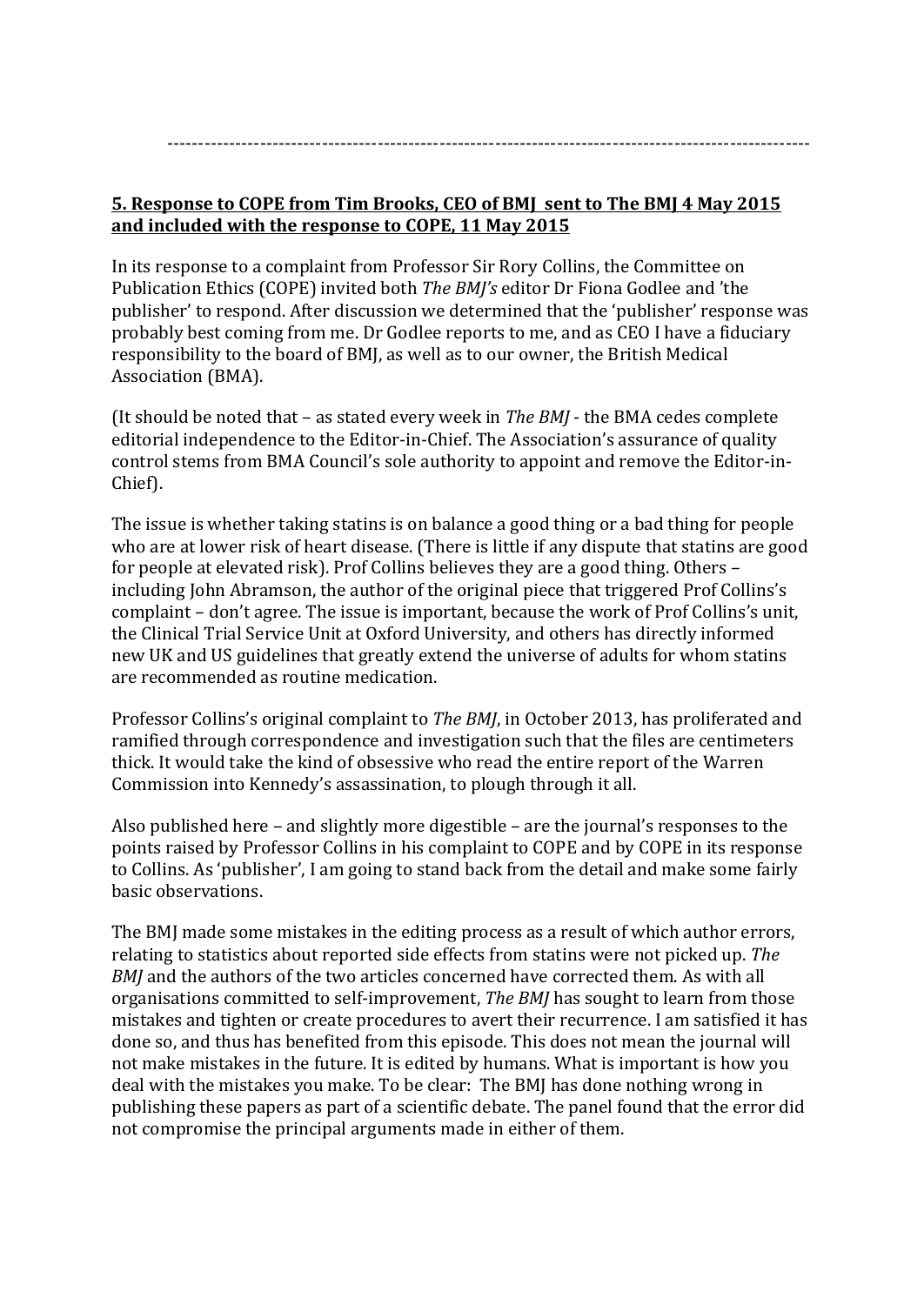---

**5. Response to COPE from Tim Brooks, CEO of BMJ sent to The BMJ 4 May 2015 and included with the response to COPE, 11 May 2015**

In its response to a complaint from Professor Sir Rory Collins, the Committee on Publication Ethics (COPE) invited both *The BMJ's* editor Dr Fiona Godlee and 'the publisher' to respond. After discussion we determined that the 'publisher' response was probably best coming from me. Dr Godlee reports to me, and as CEO I have a fiduciary responsibility to the board of BMJ, as well as to our owner, the British Medical Association (BMA).

(It should be noted that – as stated every week in *The BMJ* - the BMA cedes complete editorial independence to the Editor-in-Chief. The Association's assurance of quality control stems from BMA Council's sole authority to appoint and remove the Editor-in-Chief).

The issue is whether taking statins is on balance a good thing or a bad thing for people who are at lower risk of heart disease. (There is little if any dispute that statins are good for people at elevated risk). Prof Collins believes they are a good thing. Others – including John Abramson, the author of the original piece that triggered Prof Collins's complaint – don't agree. The issue is important, because the work of Prof Collins's unit, the Clinical Trial Service Unit at Oxford University, and others has directly informed new UK and US guidelines that greatly extend the universe of adults for whom statins are recommended as routine medication.

Professor Collins's original complaint to *The BMJ*, in October 2013, has proliferated and ramified through correspondence and investigation such that the files are centimeters thick. It would take the kind of obsessive who read the entire report of the Warren Commission into Kennedy's assassination, to plough through it all.

Also published here – and slightly more digestible – are the journal's responses to the points raised by Professor Collins in his complaint to COPE and by COPE in its response to Collins. As 'publisher', I am going to stand back from the detail and make some fairly basic observations.

The BMJ made some mistakes in the editing process as a result of which author errors, relating to statistics about reported side effects from statins were not picked up. *The BMJ* and the authors of the two articles concerned have corrected them. As with all organisations committed to self-improvement, *The BMJ* has sought to learn from those mistakes and tighten or create procedures to avert their recurrence. I am satisfied it has done so, and thus has benefited from this episode. This does not mean the journal will not make mistakes in the future. It is edited by humans. What is important is how you deal with the mistakes you make. To be clear: The BMJ has done nothing wrong in publishing these papers as part of a scientific debate. The panel found that the error did not compromise the principal arguments made in either of them.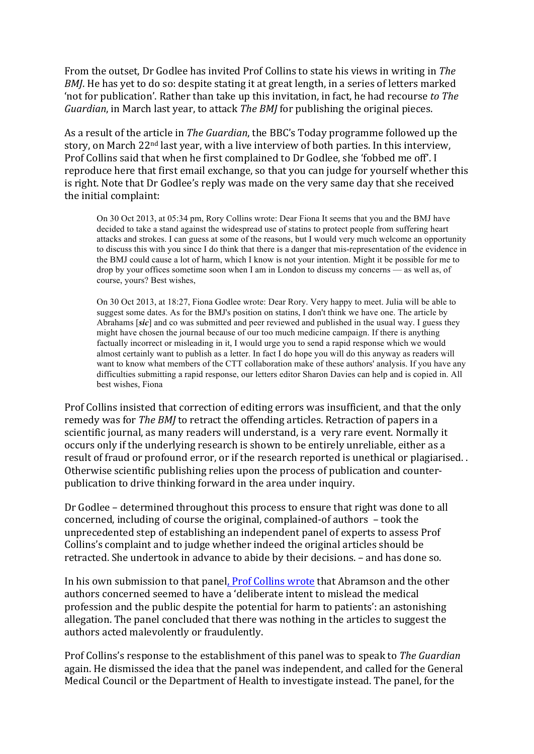From the outset, Dr Godlee has invited Prof Collins to state his views in writing in *The BMJ*. He has yet to do so: despite stating it at great length, in a series of letters marked 'not for publication'. Rather than take up this invitation, in fact, he had recourse *to The Guardian*, in March last year, to attack *The BMJ* for publishing the original pieces.

As a result of the article in *The Guardian*, the BBC's Today programme followed up the story, on March 22nd last year, with a live interview of both parties. In this interview, Prof Collins said that when he first complained to Dr Godlee, she 'fobbed me off'. I reproduce here that first email exchange, so that you can judge for yourself whether this is right. Note that Dr Godlee's reply was made on the very same day that she received the initial complaint:

> On 30 Oct 2013, at 05:34 pm, Rory Collins wrote: Dear Fiona It seems that you and the BMJ have decided to take a stand against the widespread use of statins to protect people from suffering heart attacks and strokes. I can guess at some of the reasons, but I would very much welcome an opportunity to discuss this with you since I do think that there is a danger that mis-representation of the evidence in the BMJ could cause a lot of harm, which I know is not your intention. Might it be possible for me to drop by your offices sometime soon when I am in London to discuss my concerns — as well as, of course, yours? Best wishes,

> On 30 Oct 2013, at 18:27, Fiona Godlee wrote: Dear Rory. Very happy to meet. Julia will be able to suggest some dates. As for the BMJ's position on statins, I don't think we have one. The article by Abrahams [***sic***] and co was submitted and peer reviewed and published in the usual way. I guess they might have chosen the journal because of our too much medicine campaign. If there is anything factually incorrect or misleading in it, I would urge you to send a rapid response which we would almost certainly want to publish as a letter. In fact I do hope you will do this anyway as readers will want to know what members of the CTT collaboration make of these authors' analysis. If you have any difficulties submitting a rapid response, our letters editor Sharon Davies can help and is copied in. All best wishes, Fiona

Prof Collins insisted that correction of editing errors was insufficient, and that the only remedy was for *The BMJ* to retract the offending articles. Retraction of papers in a scientific journal, as many readers will understand, is a very rare event. Normally it occurs only if the underlying research is shown to be entirely unreliable, either as a result of fraud or profound error, or if the research reported is unethical or plagiarised. . Otherwise scientific publishing relies upon the process of publication and counter-publication to drive thinking forward in the area under inquiry.

Dr Godlee – determined throughout this process to ensure that right was done to all concerned, including of course the original, complained-of authors – took the unprecedented step of establishing an independent panel of experts to assess Prof Collins's complaint and to judge whether indeed the original articles should be retracted. She undertook in advance to abide by their decisions. – and has done so.

In his own submission to that panel, Prof Collins wrote that Abramson and the other authors concerned seemed to have a 'deliberate intent to mislead the medical profession and the public despite the potential for harm to patients': an astonishing allegation. The panel concluded that there was nothing in the articles to suggest the authors acted malevolently or fraudulently.

Prof Collins's response to the establishment of this panel was to speak to *The Guardian* again. He dismissed the idea that the panel was independent, and called for the General Medical Council or the Department of Health to investigate instead. The panel, for the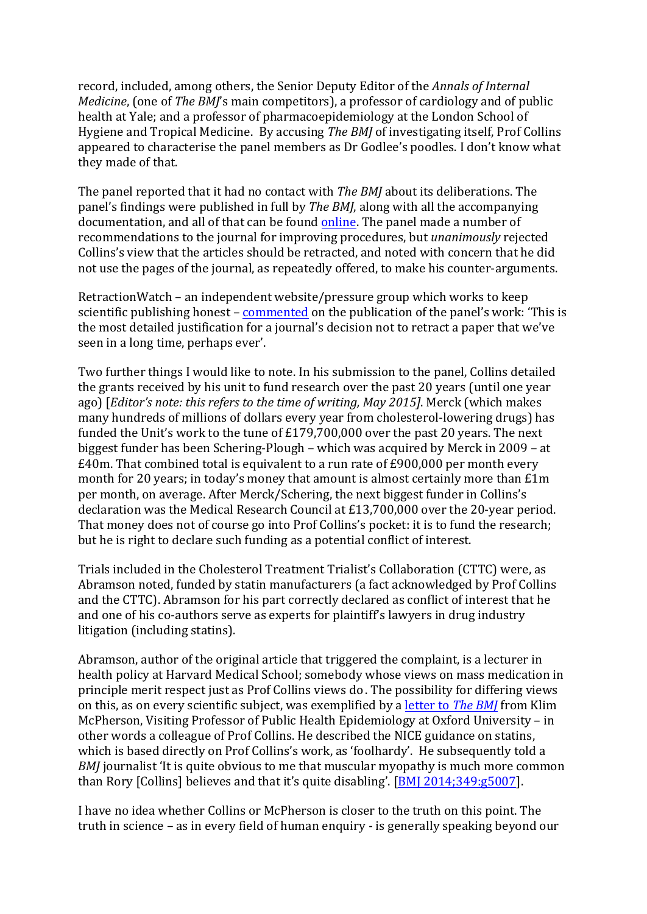record, included, among others, the Senior Deputy Editor of the *Annals of Internal Medicine*, (one of *The BMJ*'s main competitors), a professor of cardiology and of public health at Yale; and a professor of pharmacoepidemiology at the London School of Hygiene and Tropical Medicine. By accusing *The BMJ* of investigating itself, Prof Collins appeared to characterise the panel members as Dr Godlee's poodles. I don't know what they made of that.

The panel reported that it had no contact with *The BMJ* about its deliberations. The panel's findings were published in full by *The BMJ*, along with all the accompanying documentation, and all of that can be found [online](). The panel made a number of recommendations to the journal for improving procedures, but *unanimously* rejected Collins's view that the articles should be retracted, and noted with concern that he did not use the pages of the journal, as repeatedly offered, to make his counter-arguments.

RetractionWatch – an independent website/pressure group which works to keep scientific publishing honest – [commented]() on the publication of the panel's work: 'This is the most detailed justification for a journal's decision not to retract a paper that we've seen in a long time, perhaps ever'.

Two further things I would like to note. In his submission to the panel, Collins detailed the grants received by his unit to fund research over the past 20 years (until one year ago) [*Editor's note: this refers to the time of writing, May 2015]*. Merck (which makes many hundreds of millions of dollars every year from cholesterol-lowering drugs) has funded the Unit's work to the tune of £179,700,000 over the past 20 years. The next biggest funder has been Schering-Plough – which was acquired by Merck in 2009 – at £40m. That combined total is equivalent to a run rate of £900,000 per month every month for 20 years; in today's money that amount is almost certainly more than £1m per month, on average. After Merck/Schering, the next biggest funder in Collins's declaration was the Medical Research Council at £13,700,000 over the 20-year period. That money does not of course go into Prof Collins's pocket: it is to fund the research; but he is right to declare such funding as a potential conflict of interest.

Trials included in the Cholesterol Treatment Trialist's Collaboration (CTTC) were, as Abramson noted, funded by statin manufacturers (a fact acknowledged by Prof Collins and the CTTC). Abramson for his part correctly declared as conflict of interest that he and one of his co-authors serve as experts for plaintiff's lawyers in drug industry litigation (including statins).

Abramson, author of the original article that triggered the complaint, is a lecturer in health policy at Harvard Medical School; somebody whose views on mass medication in principle merit respect just as Prof Collins views do. The possibility for differing views on this, as on every scientific subject, was exemplified by a [letter to *The BMJ*]() from Klim McPherson, Visiting Professor of Public Health Epidemiology at Oxford University – in other words a colleague of Prof Collins. He described the NICE guidance on statins, which is based directly on Prof Collins's work, as 'foolhardy'. He subsequently told a *BMJ* journalist 'It is quite obvious to me that muscular myopathy is much more common than Rory [Collins] believes and that it's quite disabling'. [[BMJ 2014;349:g5007]()].

I have no idea whether Collins or McPherson is closer to the truth on this point. The truth in science – as in every field of human enquiry - is generally speaking beyond our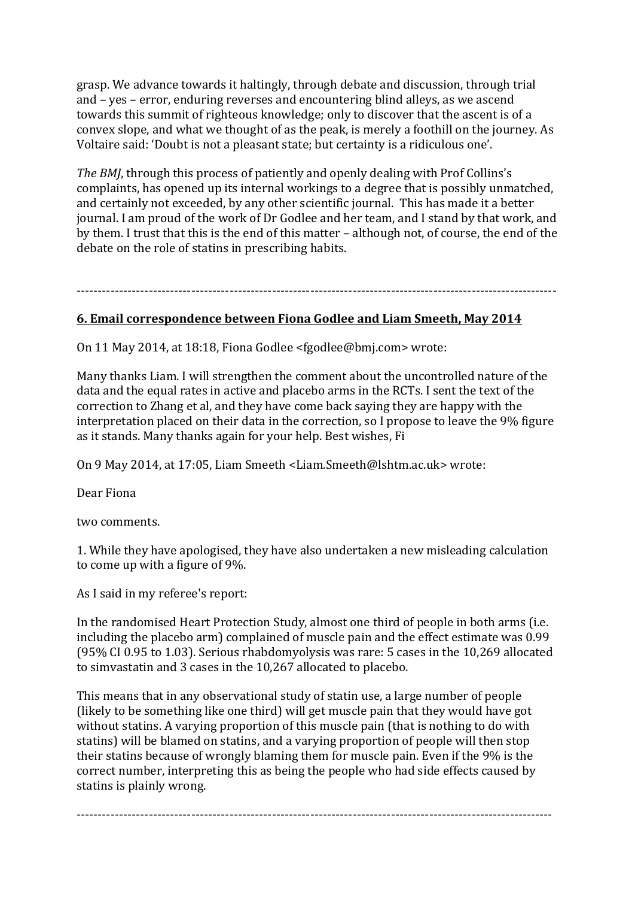grasp. We advance towards it haltingly, through debate and discussion, through trial and – yes – error, enduring reverses and encountering blind alleys, as we ascend towards this summit of righteous knowledge; only to discover that the ascent is of a convex slope, and what we thought of as the peak, is merely a foothill on the journey. As Voltaire said: 'Doubt is not a pleasant state; but certainty is a ridiculous one'.

*The BMJ*, through this process of patiently and openly dealing with Prof Collins's complaints, has opened up its internal workings to a degree that is possibly unmatched, and certainly not exceeded, by any other scientific journal. This has made it a better journal. I am proud of the work of Dr Godlee and her team, and I stand by that work, and by them. I trust that this is the end of this matter – although not, of course, the end of the debate on the role of statins in prescribing habits.

---

## 6. Email correspondence between Fiona Godlee and Liam Smeeth, May 2014

On 11 May 2014, at 18:18, Fiona Godlee <fgodlee@bmj.com> wrote:

Many thanks Liam. I will strengthen the comment about the uncontrolled nature of the data and the equal rates in active and placebo arms in the RCTs. I sent the text of the correction to Zhang et al, and they have come back saying they are happy with the interpretation placed on their data in the correction, so I propose to leave the 9% figure as it stands. Many thanks again for your help. Best wishes, Fi

On 9 May 2014, at 17:05, Liam Smeeth <Liam.Smeeth@lshtm.ac.uk> wrote:

Dear Fiona

two comments.

1. While they have apologised, they have also undertaken a new misleading calculation to come up with a figure of 9%.

As I said in my referee's report:

In the randomised Heart Protection Study, almost one third of people in both arms (i.e. including the placebo arm) complained of muscle pain and the effect estimate was 0.99 (95% CI 0.95 to 1.03). Serious rhabdomyolysis was rare: 5 cases in the 10,269 allocated to simvastatin and 3 cases in the 10,267 allocated to placebo.

This means that in any observational study of statin use, a large number of people (likely to be something like one third) will get muscle pain that they would have got without statins. A varying proportion of this muscle pain (that is nothing to do with statins) will be blamed on statins, and a varying proportion of people will then stop their statins because of wrongly blaming them for muscle pain. Even if the 9% is the correct number, interpreting this as being the people who had side effects caused by statins is plainly wrong.

---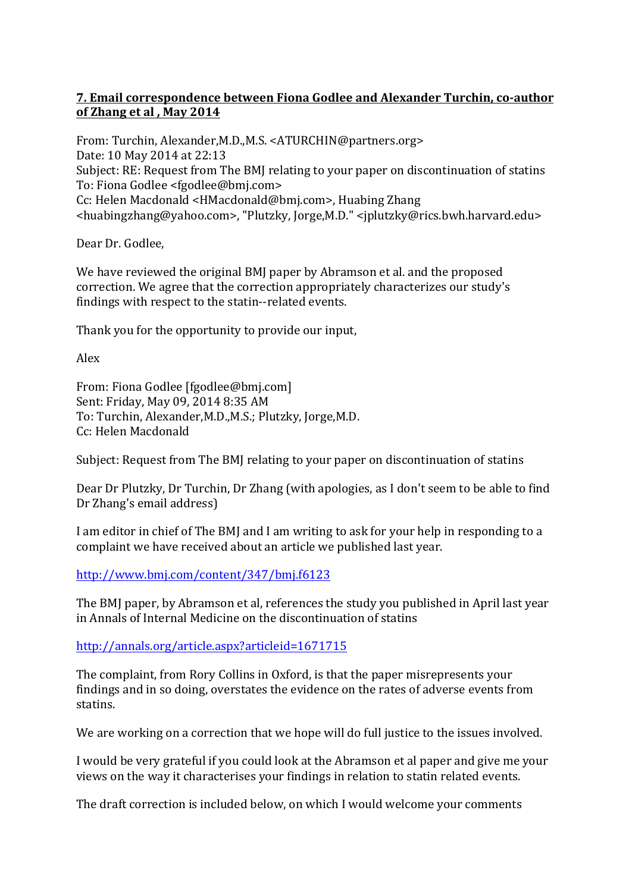**7. Email correspondence between Fiona Godlee and Alexander Turchin, co-author of Zhang et al , May 2014**

From: Turchin, Alexander,M.D.,M.S. <ATURCHIN@partners.org>
Date: 10 May 2014 at 22:13
Subject: RE: Request from The BMJ relating to your paper on discontinuation of statins
To: Fiona Godlee <fgodlee@bmj.com>
Cc: Helen Macdonald <HMacdonald@bmj.com>, Huabing Zhang <huabingzhang@yahoo.com>, "Plutzky, Jorge,M.D." <jplutzky@rics.bwh.harvard.edu>

Dear Dr. Godlee,

We have reviewed the original BMJ paper by Abramson et al. and the proposed correction. We agree that the correction appropriately characterizes our study's findings with respect to the statin--related events.

Thank you for the opportunity to provide our input,

Alex

From: Fiona Godlee [fgodlee@bmj.com]
Sent: Friday, May 09, 2014 8:35 AM
To: Turchin, Alexander,M.D.,M.S.; Plutzky, Jorge,M.D.
Cc: Helen Macdonald

Subject: Request from The BMJ relating to your paper on discontinuation of statins

Dear Dr Plutzky, Dr Turchin, Dr Zhang (with apologies, as I don't seem to be able to find Dr Zhang's email address)

I am editor in chief of The BMJ and I am writing to ask for your help in responding to a complaint we have received about an article we published last year.

http://www.bmj.com/content/347/bmj.f6123

The BMJ paper, by Abramson et al, references the study you published in April last year in Annals of Internal Medicine on the discontinuation of statins

http://annals.org/article.aspx?articleid=1671715

The complaint, from Rory Collins in Oxford, is that the paper misrepresents your findings and in so doing, overstates the evidence on the rates of adverse events from statins.

We are working on a correction that we hope will do full justice to the issues involved.

I would be very grateful if you could look at the Abramson et al paper and give me your views on the way it characterises your findings in relation to statin related events.

The draft correction is included below, on which I would welcome your comments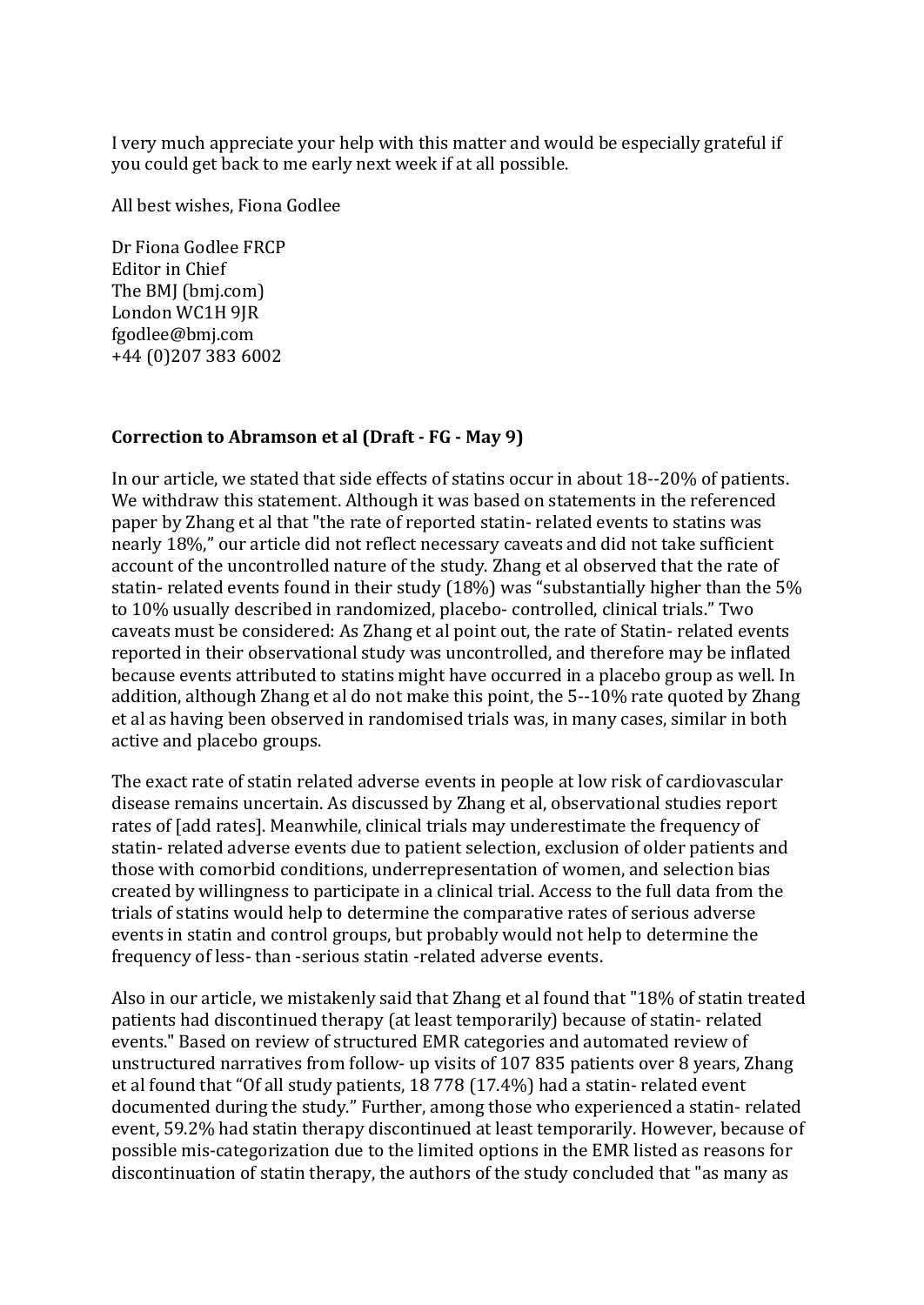I very much appreciate your help with this matter and would be especially grateful if you could get back to me early next week if at all possible.

All best wishes, Fiona Godlee

Dr Fiona Godlee FRCP
Editor in Chief
The BMJ (bmj.com)
London WC1H 9JR
fgodlee@bmj.com
+44 (0)207 383 6002

**Correction to Abramson et al (Draft - FG - May 9)**

In our article, we stated that side effects of statins occur in about 18--20% of patients. We withdraw this statement. Although it was based on statements in the referenced paper by Zhang et al that "the rate of reported statin- related events to statins was nearly 18%," our article did not reflect necessary caveats and did not take sufficient account of the uncontrolled nature of the study. Zhang et al observed that the rate of statin- related events found in their study (18%) was "substantially higher than the 5% to 10% usually described in randomized, placebo- controlled, clinical trials." Two caveats must be considered: As Zhang et al point out, the rate of Statin- related events reported in their observational study was uncontrolled, and therefore may be inflated because events attributed to statins might have occurred in a placebo group as well. In addition, although Zhang et al do not make this point, the 5--10% rate quoted by Zhang et al as having been observed in randomised trials was, in many cases, similar in both active and placebo groups.

The exact rate of statin related adverse events in people at low risk of cardiovascular disease remains uncertain. As discussed by Zhang et al, observational studies report rates of [add rates]. Meanwhile, clinical trials may underestimate the frequency of statin- related adverse events due to patient selection, exclusion of older patients and those with comorbid conditions, underrepresentation of women, and selection bias created by willingness to participate in a clinical trial. Access to the full data from the trials of statins would help to determine the comparative rates of serious adverse events in statin and control groups, but probably would not help to determine the frequency of less- than -serious statin -related adverse events.

Also in our article, we mistakenly said that Zhang et al found that "18% of statin treated patients had discontinued therapy (at least temporarily) because of statin- related events." Based on review of structured EMR categories and automated review of unstructured narratives from follow- up visits of 107 835 patients over 8 years, Zhang et al found that "Of all study patients, 18 778 (17.4%) had a statin- related event documented during the study." Further, among those who experienced a statin- related event, 59.2% had statin therapy discontinued at least temporarily. However, because of possible mis-categorization due to the limited options in the EMR listed as reasons for discontinuation of statin therapy, the authors of the study concluded that "as many as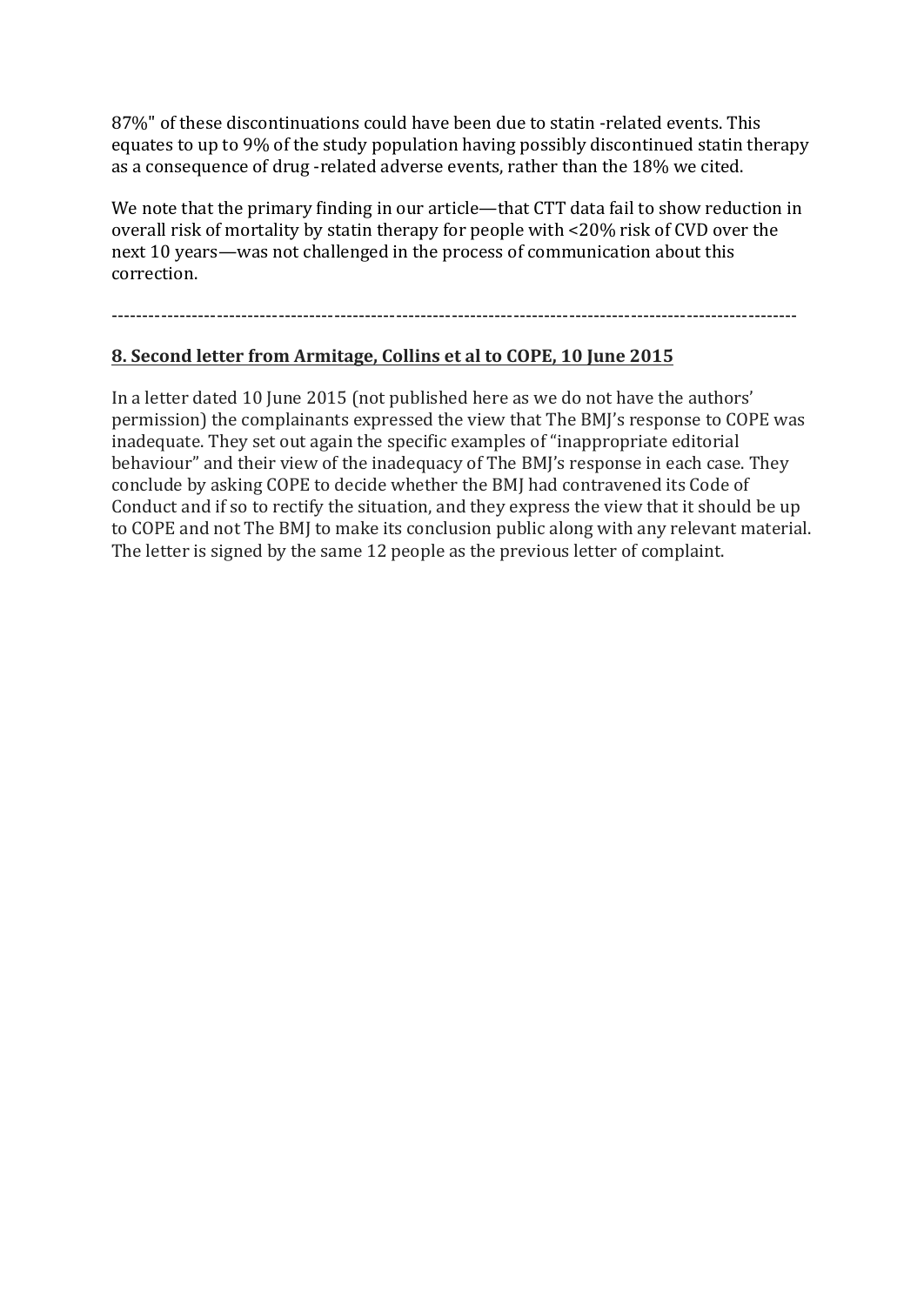87%" of these discontinuations could have been due to statin -related events. This equates to up to 9% of the study population having possibly discontinued statin therapy as a consequence of drug -related adverse events, rather than the 18% we cited.

We note that the primary finding in our article—that CTT data fail to show reduction in overall risk of mortality by statin therapy for people with <20% risk of CVD over the next 10 years—was not challenged in the process of communication about this correction.

---

## **8. Second letter from Armitage, Collins et al to COPE, 10 June 2015**

In a letter dated 10 June 2015 (not published here as we do not have the authors' permission) the complainants expressed the view that The BMJ's response to COPE was inadequate. They set out again the specific examples of "inappropriate editorial behaviour" and their view of the inadequacy of The BMJ's response in each case. They conclude by asking COPE to decide whether the BMJ had contravened its Code of Conduct and if so to rectify the situation, and they express the view that it should be up to COPE and not The BMJ to make its conclusion public along with any relevant material. The letter is signed by the same 12 people as the previous letter of complaint.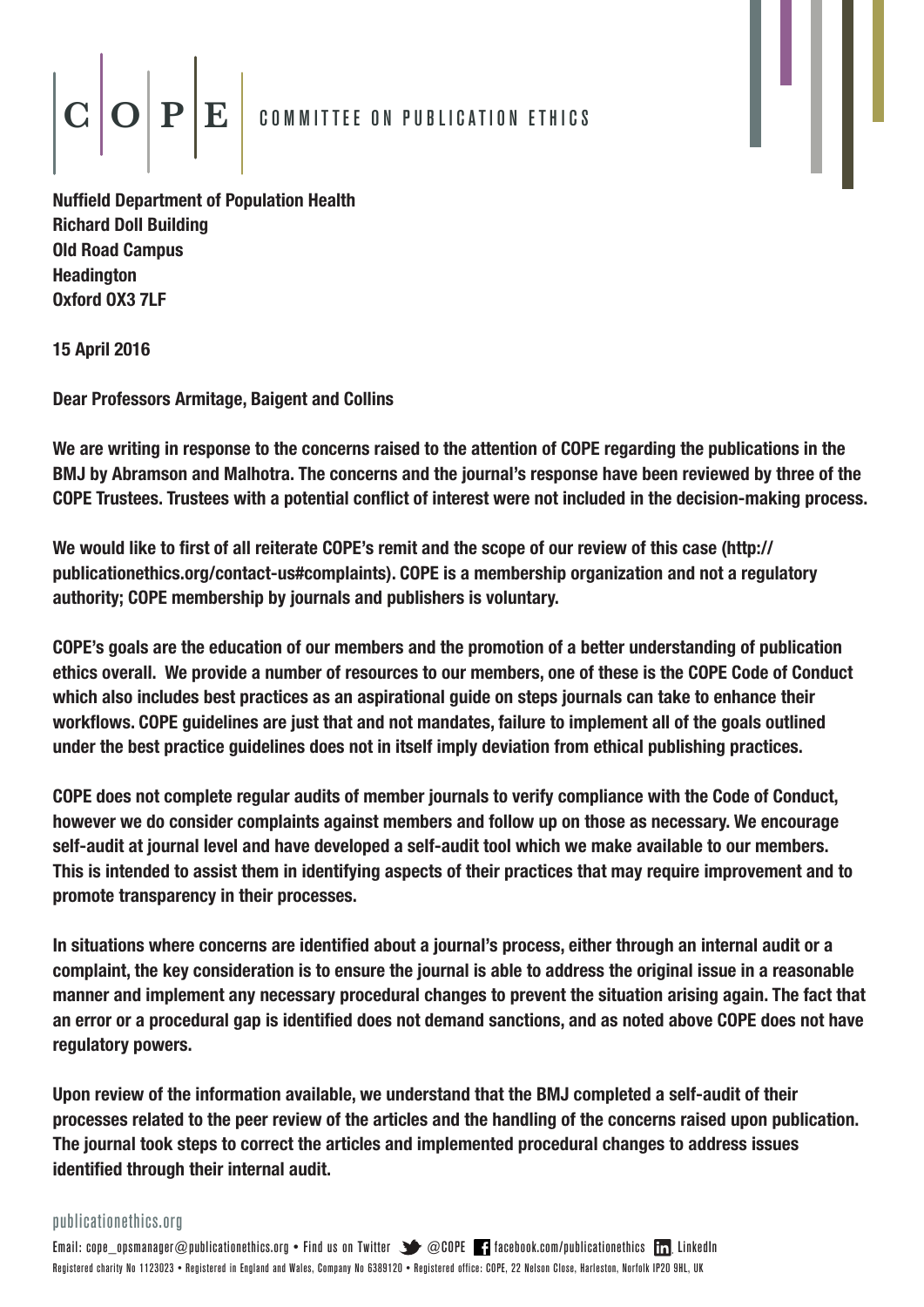# COPE — COMMITTEE ON PUBLICATION ETHICS

**Nuffield Department of Population Health**
**Richard Doll Building**
**Old Road Campus**
**Headington**
**Oxford OX3 7LF**

**15 April 2016**

**Dear Professors Armitage, Baigent and Collins**

**We are writing in response to the concerns raised to the attention of COPE regarding the publications in the BMJ by Abramson and Malhotra. The concerns and the journal's response have been reviewed by three of the COPE Trustees. Trustees with a potential conflict of interest were not included in the decision-making process.**

**We would like to first of all reiterate COPE's remit and the scope of our review of this case (http://publicationethics.org/contact-us#complaints). COPE is a membership organization and not a regulatory authority; COPE membership by journals and publishers is voluntary.**

**COPE's goals are the education of our members and the promotion of a better understanding of publication ethics overall. We provide a number of resources to our members, one of these is the COPE Code of Conduct which also includes best practices as an aspirational guide on steps journals can take to enhance their workflows. COPE guidelines are just that and not mandates, failure to implement all of the goals outlined under the best practice guidelines does not in itself imply deviation from ethical publishing practices.**

**COPE does not complete regular audits of member journals to verify compliance with the Code of Conduct, however we do consider complaints against members and follow up on those as necessary. We encourage self-audit at journal level and have developed a self-audit tool which we make available to our members. This is intended to assist them in identifying aspects of their practices that may require improvement and to promote transparency in their processes.**

**In situations where concerns are identified about a journal's process, either through an internal audit or a complaint, the key consideration is to ensure the journal is able to address the original issue in a reasonable manner and implement any necessary procedural changes to prevent the situation arising again. The fact that an error or a procedural gap is identified does not demand sanctions, and as noted above COPE does not have regulatory powers.**

**Upon review of the information available, we understand that the BMJ completed a self-audit of their processes related to the peer review of the articles and the handling of the concerns raised upon publication. The journal took steps to correct the articles and implemented procedural changes to address issues identified through their internal audit.**

publicationethics.org

Email: cope_opsmanager@publicationethics.org • Find us on Twitter @COPE facebook.com/publicationethics LinkedIn

Registered charity No 1123023 • Registered in England and Wales, Company No 6389120 • Registered office: COPE, 22 Nelson Close, Harleston, Norfolk IP20 9HL, UK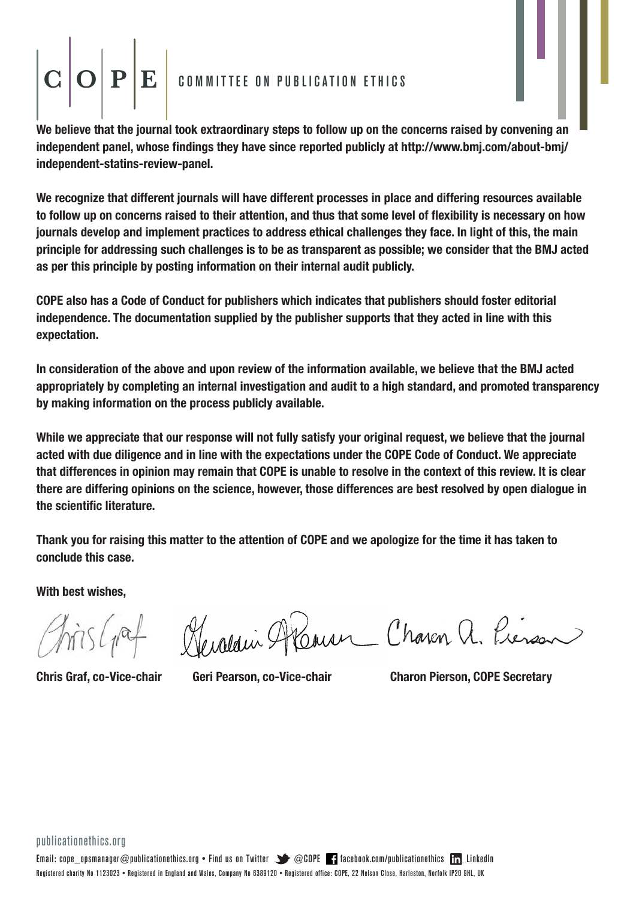**We believe that the journal took extraordinary steps to follow up on the concerns raised by convening an independent panel, whose findings they have since reported publicly at http://www.bmj.com/about-bmj/independent-statins-review-panel.**

**We recognize that different journals will have different processes in place and differing resources available to follow up on concerns raised to their attention, and thus that some level of flexibility is necessary on how journals develop and implement practices to address ethical challenges they face. In light of this, the main principle for addressing such challenges is to be as transparent as possible; we consider that the BMJ acted as per this principle by posting information on their internal audit publicly.**

**COPE also has a Code of Conduct for publishers which indicates that publishers should foster editorial independence. The documentation supplied by the publisher supports that they acted in line with this expectation.**

**In consideration of the above and upon review of the information available, we believe that the BMJ acted appropriately by completing an internal investigation and audit to a high standard, and promoted transparency by making information on the process publicly available.**

**While we appreciate that our response will not fully satisfy your original request, we believe that the journal acted with due diligence and in line with the expectations under the COPE Code of Conduct. We appreciate that differences in opinion may remain that COPE is unable to resolve in the context of this review. It is clear there are differing opinions on the science, however, those differences are best resolved by open dialogue in the scientific literature.**

**Thank you for raising this matter to the attention of COPE and we apologize for the time it has taken to conclude this case.**

**With best wishes,**

**Chris Graf, co-Vice-chair** **Geri Pearson, co-Vice-chair** **Charon Pierson, COPE Secretary**